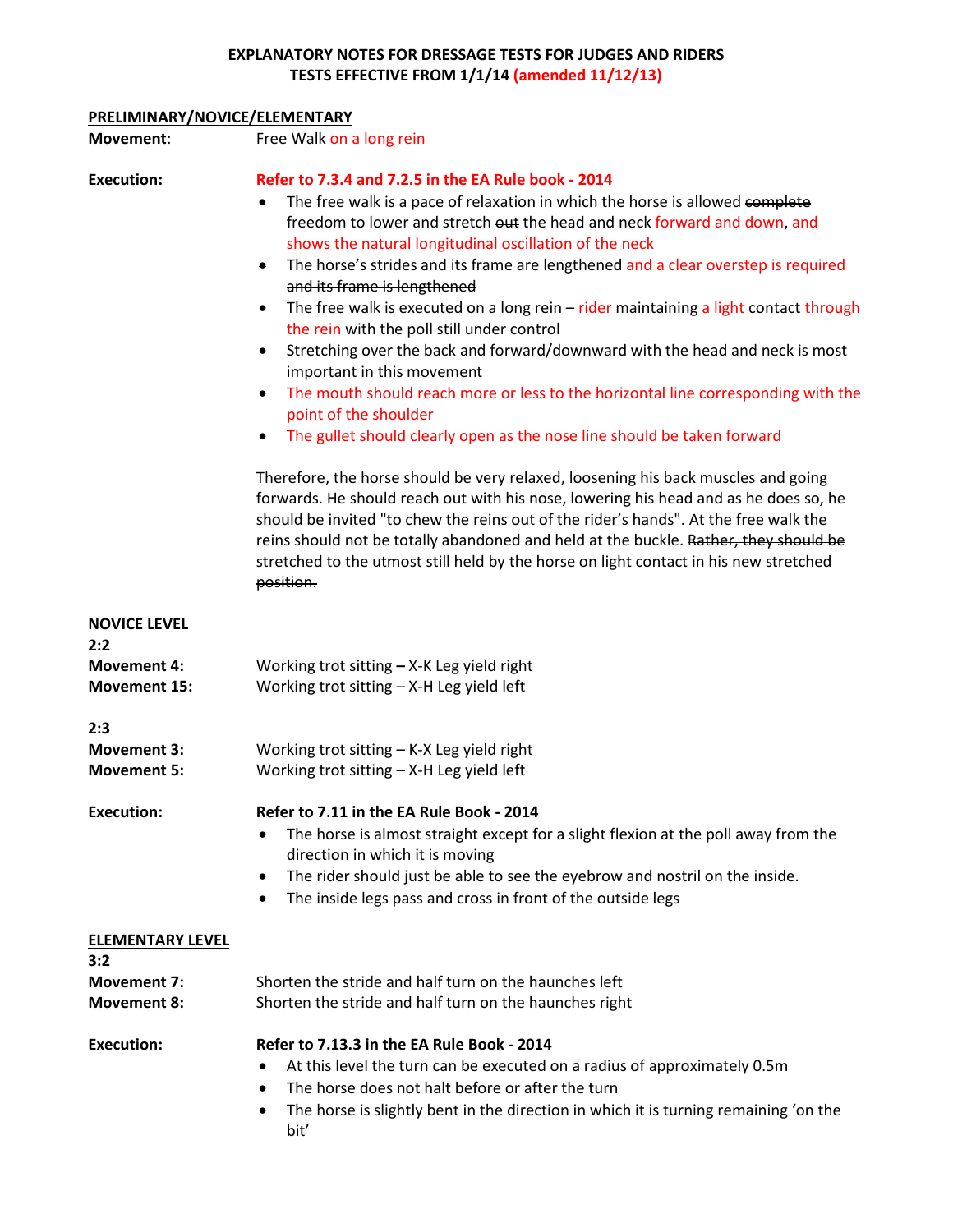**EXPLANATORY NOTES FOR DRESSAGE TESTS FOR JUDGES AND RIDERS**
**TESTS EFFECTIVE FROM 1/1/14 (amended 11/12/13)**

## PRELIMINARY/NOVICE/ELEMENTARY

**Movement**: Free Walk on a long rein

**Execution:** **Refer to 7.3.4 and 7.2.5 in the EA Rule book - 2014**

- The free walk is a pace of relaxation in which the horse is allowed ~~complete~~ freedom to lower and stretch ~~out~~ the head and neck forward and down, and shows the natural longitudinal oscillation of the neck
- The horse's strides and its frame are lengthened and a clear overstep is required ~~and its frame is lengthened~~
- The free walk is executed on a long rein – rider maintaining a light contact through the rein with the poll still under control
- Stretching over the back and forward/downward with the head and neck is most important in this movement
- The mouth should reach more or less to the horizontal line corresponding with the point of the shoulder
- The gullet should clearly open as the nose line should be taken forward

Therefore, the horse should be very relaxed, loosening his back muscles and going forwards. He should reach out with his nose, lowering his head and as he does so, he should be invited "to chew the reins out of the rider's hands". At the free walk the reins should not be totally abandoned and held at the buckle. ~~Rather, they should be stretched to the utmost still held by the horse on light contact in his new stretched position.~~

## NOVICE LEVEL

**2:2**

**Movement 4:** Working trot sitting **–** X-K Leg yield right

**Movement 15:** Working trot sitting – X-H Leg yield left

**2:3**

**Movement 3:** Working trot sitting – K-X Leg yield right

**Movement 5:** Working trot sitting – X-H Leg yield left

**Execution:** **Refer to 7.11 in the EA Rule Book - 2014**

- The horse is almost straight except for a slight flexion at the poll away from the direction in which it is moving
- The rider should just be able to see the eyebrow and nostril on the inside.
- The inside legs pass and cross in front of the outside legs

## ELEMENTARY LEVEL

**3:2**

**Movement 7:** Shorten the stride and half turn on the haunches left

**Movement 8:** Shorten the stride and half turn on the haunches right

**Execution:** **Refer to 7.13.3 in the EA Rule Book - 2014**

- At this level the turn can be executed on a radius of approximately 0.5m
- The horse does not halt before or after the turn
- The horse is slightly bent in the direction in which it is turning remaining 'on the bit'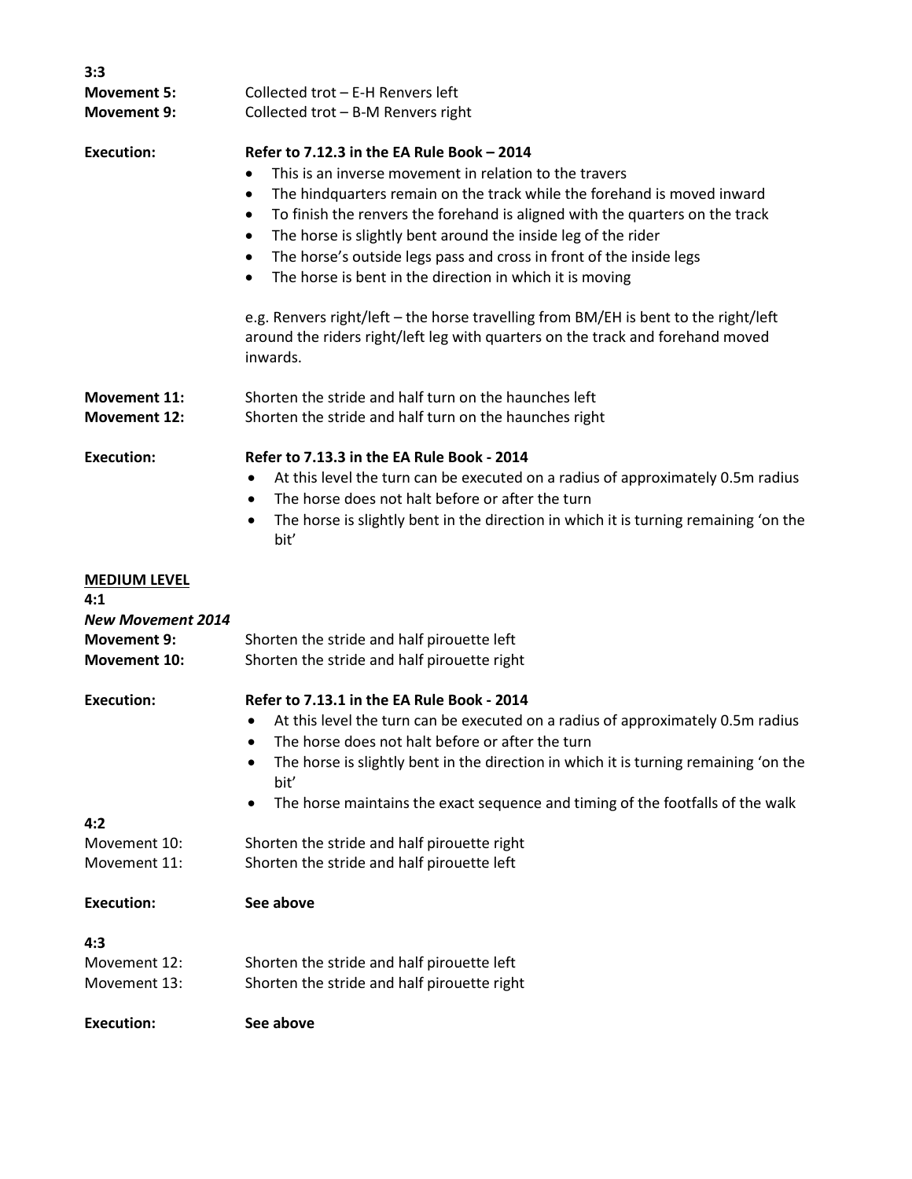**3:3**

**Movement 5:** Collected trot – E-H Renvers left
**Movement 9:** Collected trot – B-M Renvers right

**Execution:** **Refer to 7.12.3 in the EA Rule Book – 2014**

- This is an inverse movement in relation to the travers
- The hindquarters remain on the track while the forehand is moved inward
- To finish the renvers the forehand is aligned with the quarters on the track
- The horse is slightly bent around the inside leg of the rider
- The horse's outside legs pass and cross in front of the inside legs
- The horse is bent in the direction in which it is moving

e.g. Renvers right/left – the horse travelling from BM/EH is bent to the right/left around the riders right/left leg with quarters on the track and forehand moved inwards.

**Movement 11:** Shorten the stride and half turn on the haunches left
**Movement 12:** Shorten the stride and half turn on the haunches right

**Execution:** **Refer to 7.13.3 in the EA Rule Book - 2014**

- At this level the turn can be executed on a radius of approximately 0.5m radius
- The horse does not halt before or after the turn
- The horse is slightly bent in the direction in which it is turning remaining 'on the bit'

**MEDIUM LEVEL**

**4:1**

***New Movement 2014***

**Movement 9:** Shorten the stride and half pirouette left
**Movement 10:** Shorten the stride and half pirouette right

**Execution:** **Refer to 7.13.1 in the EA Rule Book - 2014**

- At this level the turn can be executed on a radius of approximately 0.5m radius
- The horse does not halt before or after the turn
- The horse is slightly bent in the direction in which it is turning remaining 'on the bit'
- The horse maintains the exact sequence and timing of the footfalls of the walk

**4:2**

Movement 10: Shorten the stride and half pirouette right
Movement 11: Shorten the stride and half pirouette left

**Execution:** **See above**

**4:3**

Movement 12: Shorten the stride and half pirouette left
Movement 13: Shorten the stride and half pirouette right

**Execution:** **See above**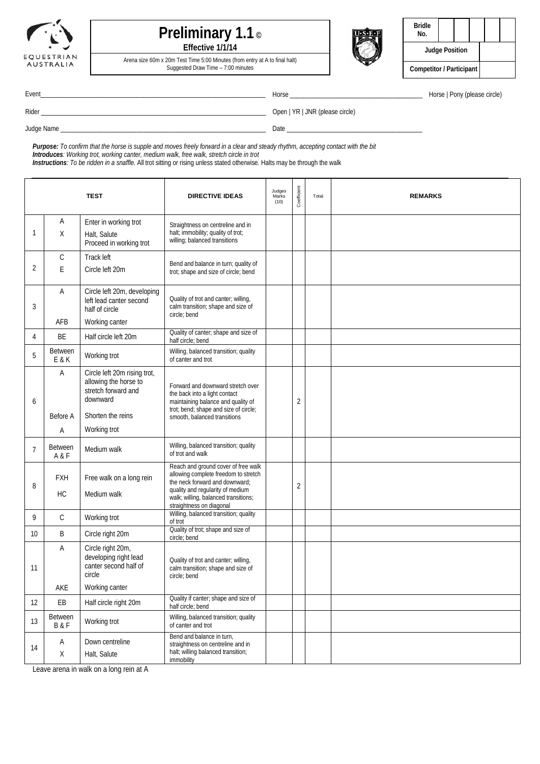EQUESTRIAN AUSTRALIA

# Preliminary 1.1 ©

**Effective 1/1/14**

Arena size 60m x 20m Test Time 5:00 Minutes (from entry at A to final halt)
Suggested Draw Time – 7:00 minutes

| **Bridle No.** | | | | | |
|---|---|---|---|---|---|
| **Judge Position** | | | | | |
| **Competitor / Participant** | | | | | |

Event_______________________________________ Horse _______________________ Horse | Pony (please circle)

Rider _______________________________________ Open | YR | JNR (please circle)

Judge Name __________________________________ Date ________________________

***Purpose:*** *To confirm that the horse is supple and moves freely forward in a clear and steady rhythm, accepting contact with the bit*
***Introduces****: Working trot, working canter, medium walk, free walk, stretch circle in trot*
***Instructions****: To be ridden in a snaffle.* All trot sitting or rising unless stated otherwise. Halts may be through the walk

| | | TEST | DIRECTIVE IDEAS | Judges Marks (10) | Coefficient | Total | REMARKS |
|---|---|---|---|---|---|---|---|
| 1 | A<br>X | Enter in working trot<br>Halt, Salute<br>Proceed in working trot | Straightness on centreline and in halt; immobility; quality of trot; willing; balanced transitions | | | | |
| 2 | C<br>E | Track left<br>Circle left 20m | Bend and balance in turn; quality of trot; shape and size of circle; bend | | | | |
| 3 | A<br><br>AFB | Circle left 20m, developing left lead canter second half of circle<br>Working canter | Quality of trot and canter; willing, calm transition; shape and size of circle; bend | | | | |
| 4 | BE | Half circle left 20m | Quality of canter; shape and size of half circle; bend | | | | |
| 5 | Between E & K | Working trot | Willing, balanced transition; quality of canter and trot | | | | |
| 6 | A<br><br>Before A<br>A | Circle left 20m rising trot, allowing the horse to stretch forward and downward<br>Shorten the reins<br>Working trot | Forward and downward stretch over the back into a light contact maintaining balance and quality of trot; bend; shape and size of circle; smooth, balanced transitions | | 2 | | |
| 7 | Between A & F | Medium walk | Willing, balanced transition; quality of trot and walk | | | | |
| 8 | FXH<br>HC | Free walk on a long rein<br>Medium walk | Reach and ground cover of free walk allowing complete freedom to stretch the neck forward and downward; quality and regularity of medium walk; willing, balanced transitions; straightness on diagonal | | 2 | | |
| 9 | C | Working trot | Willing, balanced transition; quality of trot | | | | |
| 10 | B | Circle right 20m | Quality of trot; shape and size of circle; bend | | | | |
| 11 | A<br><br>AKE | Circle right 20m, developing right lead canter second half of circle<br>Working canter | Quality of trot and canter; willing, calm transition; shape and size of circle; bend | | | | |
| 12 | EB | Half circle right 20m | Quality if canter; shape and size of half circle; bend | | | | |
| 13 | Between B & F | Working trot | Willing, balanced transition; quality of canter and trot | | | | |
| 14 | A<br>X | Down centreline<br>Halt, Salute | Bend and balance in turn, straightness on centreline and in halt; willing balanced transition; immobility | | | | |

Leave arena in walk on a long rein at A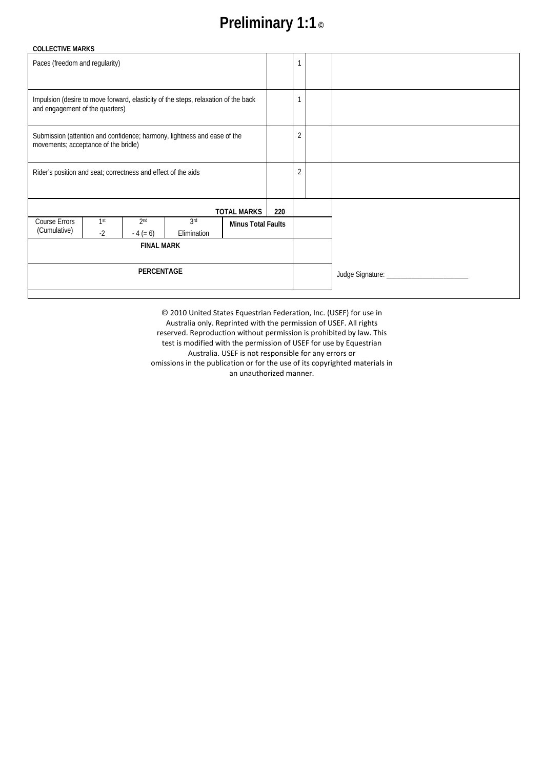# Preliminary 1:1 ©

**COLLECTIVE MARKS**

| | | | | |
|---|---|---|---|---|
| Paces (freedom and regularity) | | 1 | | |
| Impulsion (desire to move forward, elasticity of the steps, relaxation of the back and engagement of the quarters) | | 1 | | |
| Submission (attention and confidence; harmony, lightness and ease of the movements; acceptance of the bridle) | | 2 | | |
| Rider's position and seat; correctness and effect of the aids | | 2 | | |

| | | | | | | |
|---|---|---|---|---|---|---|
| | | | | **TOTAL MARKS** | **220** | |
| Course Errors (Cumulative) | 1st<br>-2 | 2nd<br>- 4 (= 6) | 3rd<br>Elimination | **Minus Total Faults** | | |
| **FINAL MARK** | | | | | | |
| **PERCENTAGE** | | | | | | Judge Signature: \_\_\_\_\_\_\_\_\_\_\_\_\_\_\_\_\_\_\_\_\_\_ |

© 2010 United States Equestrian Federation, Inc. (USEF) for use in Australia only. Reprinted with the permission of USEF. All rights reserved. Reproduction without permission is prohibited by law. This test is modified with the permission of USEF for use by Equestrian Australia. USEF is not responsible for any errors or omissions in the publication or for the use of its copyrighted materials in an unauthorized manner.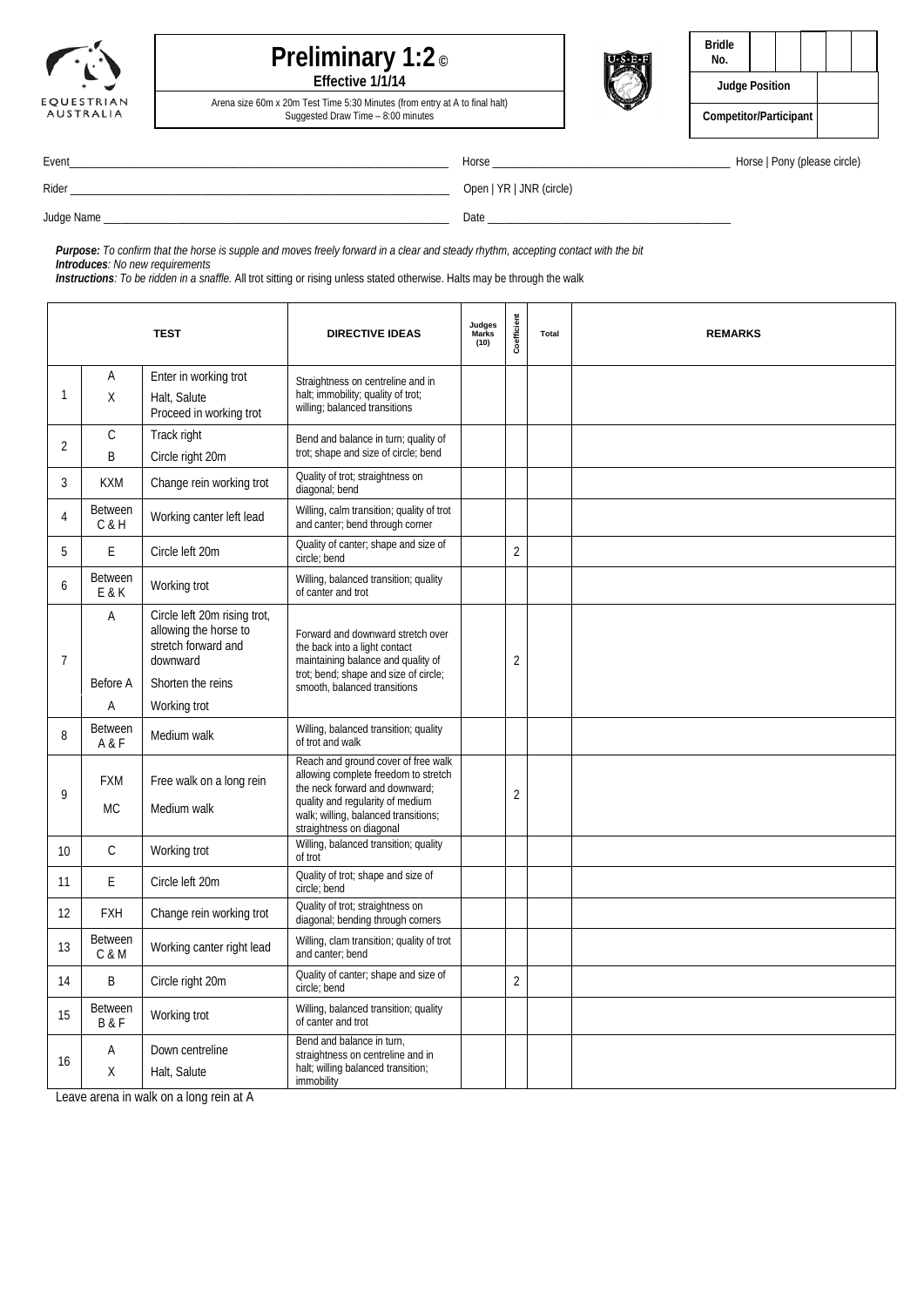EQUESTRIAN AUSTRALIA

# Preliminary 1:2 ©

**Effective 1/1/14**

Arena size 60m x 20m Test Time 5:30 Minutes (from entry at A to final halt)
Suggested Draw Time – 8:00 minutes

| **Bridle No.** | | | | | |
|---|---|---|---|---|---|
| **Judge Position** | | | | | |
| **Competitor/Participant** | | | | | |

Event________________________________ Horse ________________________ Horse | Pony (please circle)

Rider ________________________________ Open | YR | JNR (circle)

Judge Name ___________________________ Date ________________________

***Purpose:*** *To confirm that the horse is supple and moves freely forward in a clear and steady rhythm, accepting contact with the bit*
***Introduces****: No new requirements*
***Instructions****: To be ridden in a snaffle.* All trot sitting or rising unless stated otherwise. Halts may be through the walk

| | | **TEST** | **DIRECTIVE IDEAS** | **Judges Marks (10)** | **Coefficient** | **Total** | **REMARKS** |
|---|---|---|---|---|---|---|---|
| 1 | A<br>X | Enter in working trot<br>Halt, Salute<br>Proceed in working trot | Straightness on centreline and in halt; immobility; quality of trot; willing; balanced transitions | | | | |
| 2 | C<br>B | Track right<br>Circle right 20m | Bend and balance in turn; quality of trot; shape and size of circle; bend | | | | |
| 3 | KXM | Change rein working trot | Quality of trot; straightness on diagonal; bend | | | | |
| 4 | Between C & H | Working canter left lead | Willing, calm transition; quality of trot and canter; bend through corner | | | | |
| 5 | E | Circle left 20m | Quality of canter; shape and size of circle; bend | | 2 | | |
| 6 | Between E & K | Working trot | Willing, balanced transition; quality of canter and trot | | | | |
| 7 | A<br><br>Before A<br>A | Circle left 20m rising trot, allowing the horse to stretch forward and downward<br>Shorten the reins<br>Working trot | Forward and downward stretch over the back into a light contact maintaining balance and quality of trot; bend; shape and size of circle; smooth, balanced transitions | | 2 | | |
| 8 | Between A & F | Medium walk | Willing, balanced transition; quality of trot and walk | | | | |
| 9 | FXM<br>MC | Free walk on a long rein<br>Medium walk | Reach and ground cover of free walk allowing complete freedom to stretch the neck forward and downward; quality and regularity of medium walk; willing, balanced transitions; straightness on diagonal | | 2 | | |
| 10 | C | Working trot | Willing, balanced transition; quality of trot | | | | |
| 11 | E | Circle left 20m | Quality of trot; shape and size of circle; bend | | | | |
| 12 | FXH | Change rein working trot | Quality of trot; straightness on diagonal; bending through corners | | | | |
| 13 | Between C & M | Working canter right lead | Willing, clam transition; quality of trot and canter; bend | | | | |
| 14 | B | Circle right 20m | Quality of canter; shape and size of circle; bend | | 2 | | |
| 15 | Between B & F | Working trot | Willing, balanced transition; quality of canter and trot | | | | |
| 16 | A<br>X | Down centreline<br>Halt, Salute | Bend and balance in turn, straightness on centreline and in halt; willing balanced transition; immobility | | | | |

Leave arena in walk on a long rein at A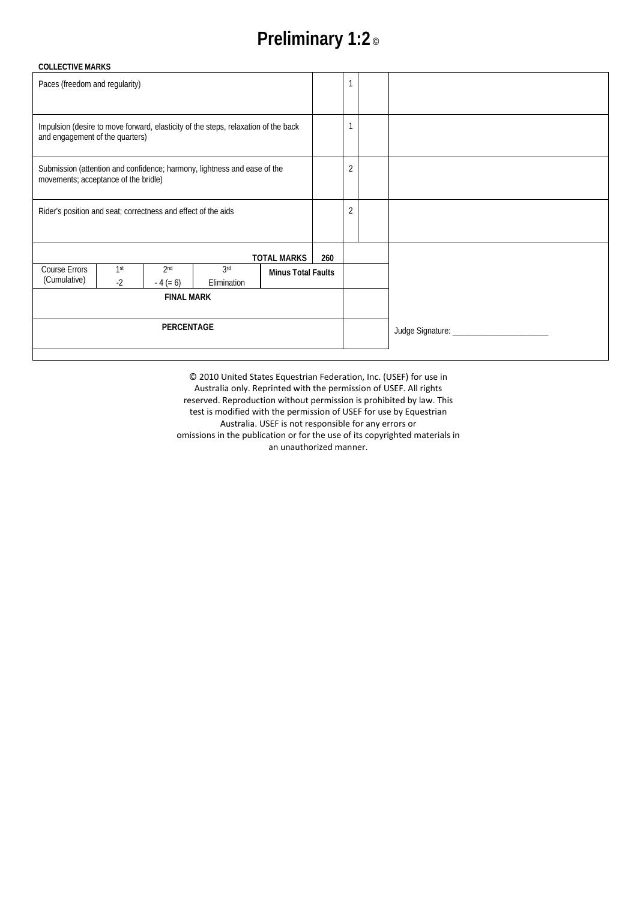# Preliminary 1:2 ©

**COLLECTIVE MARKS**

| | | | | |
|---|---|---|---|---|
| Paces (freedom and regularity) | | 1 | | |
| Impulsion (desire to move forward, elasticity of the steps, relaxation of the back and engagement of the quarters) | | 1 | | |
| Submission (attention and confidence; harmony, lightness and ease of the movements; acceptance of the bridle) | | 2 | | |
| Rider's position and seat; correctness and effect of the aids | | 2 | | |

| | | | | | | | |
|---|---|---|---|---|---|---|---|
| | | | | **TOTAL MARKS** | 260 | | |
| Course Errors (Cumulative) | 1st -2 | 2nd - 4 (= 6) | 3rd Elimination | **Minus Total Faults** | | | |
| **FINAL MARK** | | | | | | | |
| **PERCENTAGE** | | | | | | | Judge Signature: _______________________ |

© 2010 United States Equestrian Federation, Inc. (USEF) for use in Australia only. Reprinted with the permission of USEF. All rights reserved. Reproduction without permission is prohibited by law. This test is modified with the permission of USEF for use by Equestrian Australia. USEF is not responsible for any errors or omissions in the publication or for the use of its copyrighted materials in an unauthorized manner.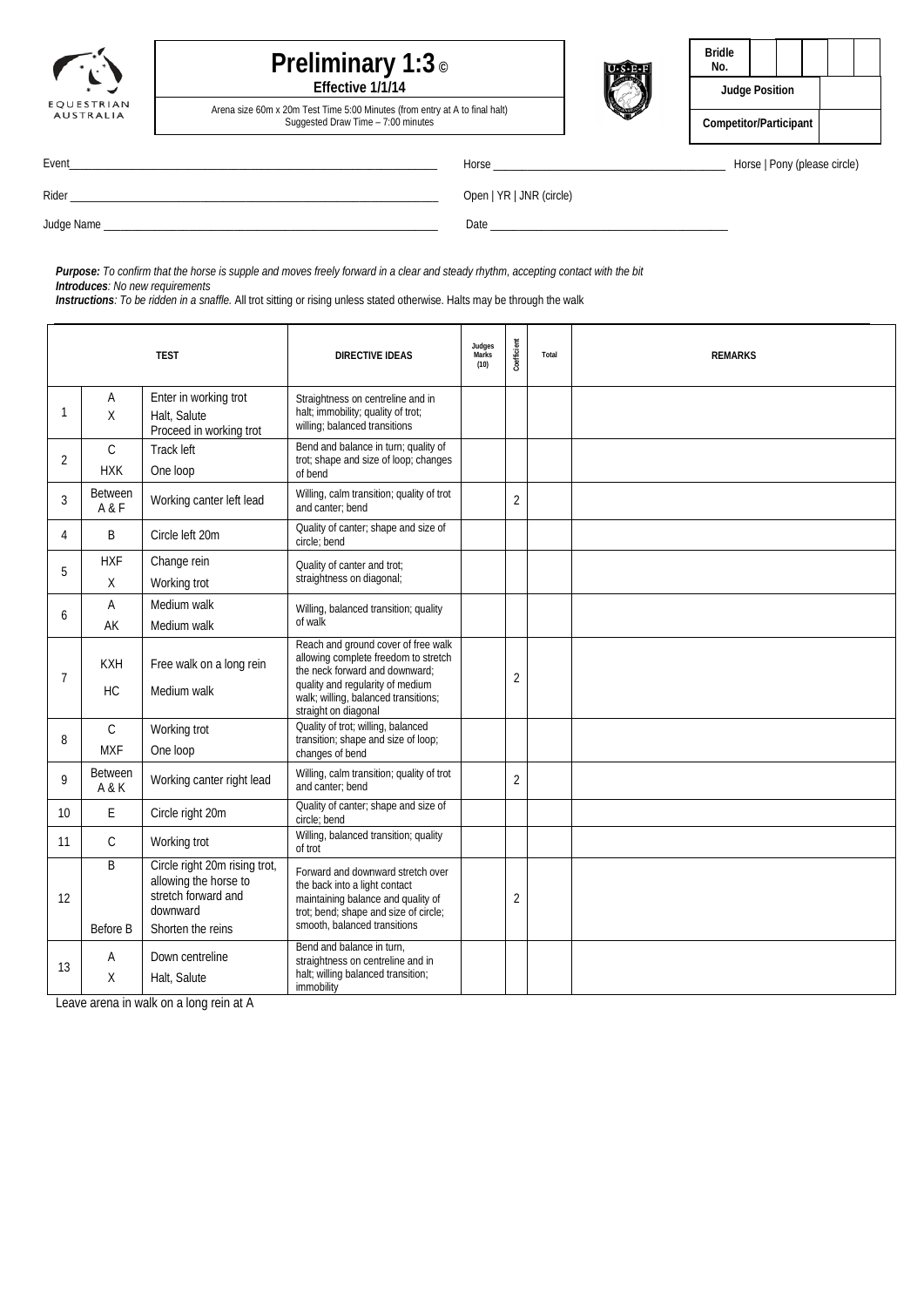EQUESTRIAN AUSTRALIA

# Preliminary 1:3 ©

**Effective 1/1/14**

Arena size 60m x 20m Test Time 5:00 Minutes (from entry at A to final halt)
Suggested Draw Time – 7:00 minutes

| Bridle No. | | | | | |
|---|---|---|---|---|---|
| Judge Position | | | | | |
| Competitor/Participant | | | | | |

Event_______________________ Horse _______________________ Horse | Pony (please circle)

Rider _______________________ Open | YR | JNR (circle)

Judge Name _______________________ Date _______________________

***Purpose:*** *To confirm that the horse is supple and moves freely forward in a clear and steady rhythm, accepting contact with the bit*
***Introduces****: No new requirements*
***Instructions****: To be ridden in a snaffle.* All trot sitting or rising unless stated otherwise. Halts may be through the walk

| | TEST | | DIRECTIVE IDEAS | Judges Marks (10) | Coefficient | Total | REMARKS |
|---|---|---|---|---|---|---|---|
| 1 | A<br>X | Enter in working trot<br>Halt, Salute<br>Proceed in working trot | Straightness on centreline and in halt; immobility; quality of trot; willing; balanced transitions | | | | |
| 2 | C<br>HXK | Track left<br>One loop | Bend and balance in turn; quality of trot; shape and size of loop; changes of bend | | | | |
| 3 | Between A & F | Working canter left lead | Willing, calm transition; quality of trot and canter; bend | | 2 | | |
| 4 | B | Circle left 20m | Quality of canter; shape and size of circle; bend | | | | |
| 5 | HXF<br>X | Change rein<br>Working trot | Quality of canter and trot; straightness on diagonal; | | | | |
| 6 | A<br>AK | Medium walk<br>Medium walk | Willing, balanced transition; quality of walk | | | | |
| 7 | KXH<br>HC | Free walk on a long rein<br>Medium walk | Reach and ground cover of free walk allowing complete freedom to stretch the neck forward and downward; quality and regularity of medium walk; willing, balanced transitions; straight on diagonal | | 2 | | |
| 8 | C<br>MXF | Working trot<br>One loop | Quality of trot; willing, balanced transition; shape and size of loop; changes of bend | | | | |
| 9 | Between A & K | Working canter right lead | Willing, calm transition; quality of trot and canter; bend | | 2 | | |
| 10 | E | Circle right 20m | Quality of canter; shape and size of circle; bend | | | | |
| 11 | C | Working trot | Willing, balanced transition; quality of trot | | | | |
| 12 | B<br>Before B | Circle right 20m rising trot, allowing the horse to stretch forward and downward<br>Shorten the reins | Forward and downward stretch over the back into a light contact maintaining balance and quality of trot; bend; shape and size of circle; smooth, balanced transitions | | 2 | | |
| 13 | A<br>X | Down centreline<br>Halt, Salute | Bend and balance in turn, straightness on centreline and in halt; willing balanced transition; immobility | | | | |

Leave arena in walk on a long rein at A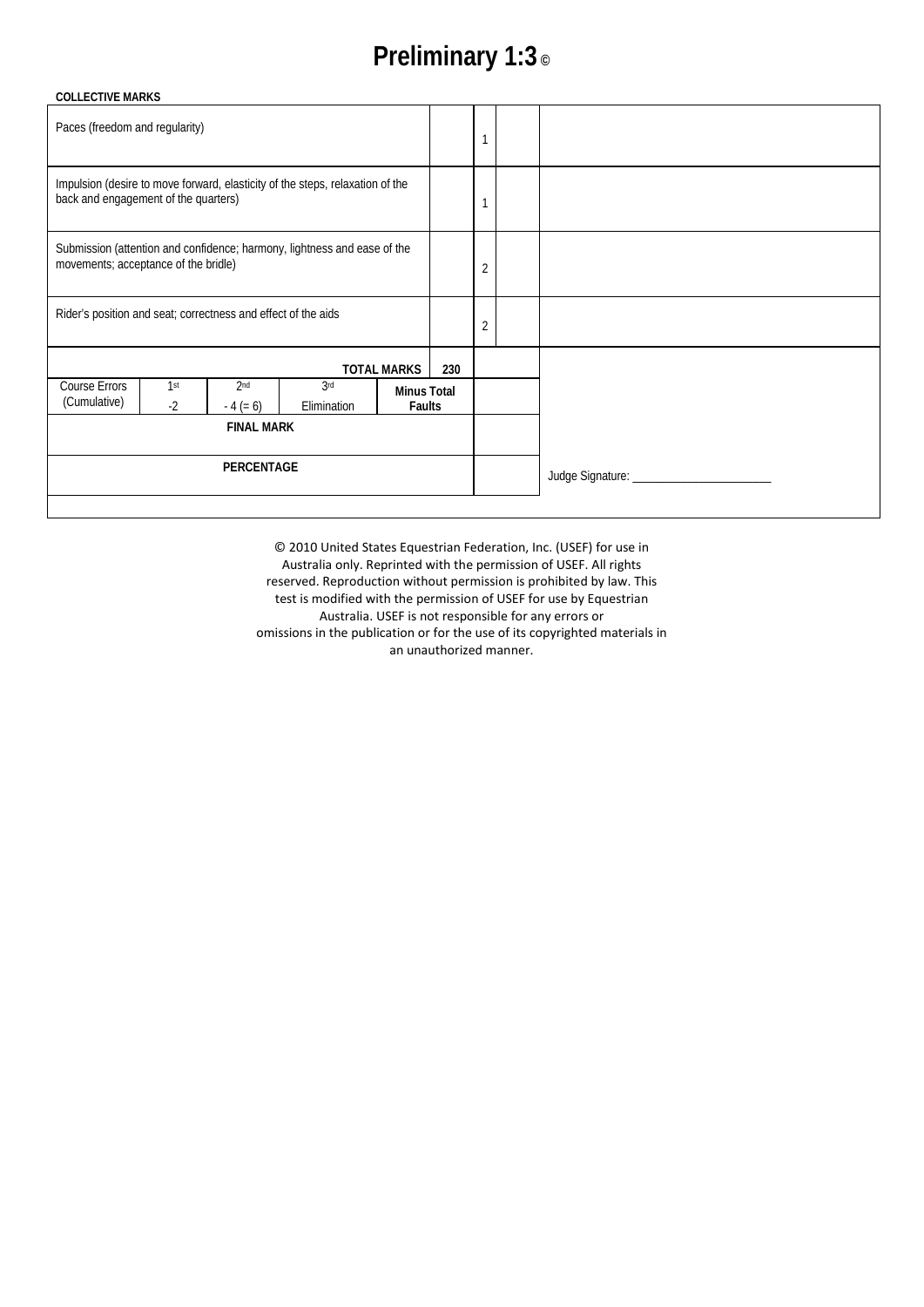# Preliminary 1:3 ©

**COLLECTIVE MARKS**

| | | | | |
|---|---|---|---|---|
| Paces (freedom and regularity) | | 1 | | |
| Impulsion (desire to move forward, elasticity of the steps, relaxation of the back and engagement of the quarters) | | 1 | | |
| Submission (attention and confidence; harmony, lightness and ease of the movements; acceptance of the bridle) | | 2 | | |
| Rider's position and seat; correctness and effect of the aids | | 2 | | |

| | | | | | | |
|---|---|---|---|---|---|---|
| | | | | **TOTAL MARKS** | **230** | |
| Course Errors (Cumulative) | 1st -2 | 2nd - 4 (= 6) | 3rd Elimination | **Minus Total Faults** | | |
| | | **FINAL MARK** | | | | |
| | | **PERCENTAGE** | | | | |

Judge Signature: ______________________

© 2010 United States Equestrian Federation, Inc. (USEF) for use in Australia only. Reprinted with the permission of USEF. All rights reserved. Reproduction without permission is prohibited by law. This test is modified with the permission of USEF for use by Equestrian Australia. USEF is not responsible for any errors or omissions in the publication or for the use of its copyrighted materials in an unauthorized manner.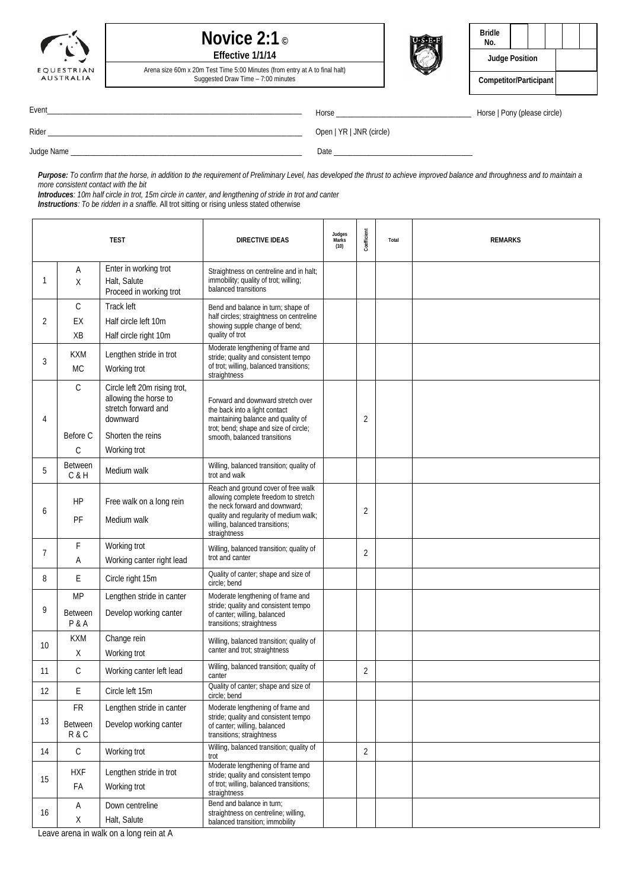EQUESTRIAN AUSTRALIA

# Novice 2:1 ©

**Effective 1/1/14**

Arena size 60m x 20m Test Time 5:00 Minutes (from entry at A to final halt)
Suggested Draw Time – 7:00 minutes

| Bridle No. | | | | | |
|---|---|---|---|---|---|
| Judge Position | | | | | |
| Competitor/Participant | | | | | |

Event\_\_\_\_\_\_\_\_\_\_\_\_\_\_\_\_\_\_\_\_\_\_\_\_ Horse \_\_\_\_\_\_\_\_\_\_\_\_\_\_\_\_\_\_ Horse | Pony (please circle)

Rider \_\_\_\_\_\_\_\_\_\_\_\_\_\_\_\_\_\_\_\_\_\_\_\_ Open | YR | JNR (circle)

Judge Name \_\_\_\_\_\_\_\_\_\_\_\_\_\_\_\_\_\_\_\_\_\_\_\_ Date \_\_\_\_\_\_\_\_\_\_\_\_\_\_\_\_\_\_

***Purpose:*** *To confirm that the horse, in addition to the requirement of Preliminary Level, has developed the thrust to achieve improved balance and throughness and to maintain a more consistent contact with the bit*
***Introduces****: 10m half circle in trot, 15m circle in canter, and lengthening of stride in trot and canter*
***Instructions****: To be ridden in a snaffle.* All trot sitting or rising unless stated otherwise

| | | TEST | DIRECTIVE IDEAS | Judges Marks (10) | Coefficient | Total | REMARKS |
|---|---|---|---|---|---|---|---|
| 1 | A<br>X | Enter in working trot<br>Halt, Salute<br>Proceed in working trot | Straightness on centreline and in halt; immobility; quality of trot; willing; balanced transitions | | | | |
| 2 | C<br>EX<br>XB | Track left<br>Half circle left 10m<br>Half circle right 10m | Bend and balance in turn; shape of half circles; straightness on centreline showing supple change of bend; quality of trot | | | | |
| 3 | KXM<br>MC | Lengthen stride in trot<br>Working trot | Moderate lengthening of frame and stride; quality and consistent tempo of trot; willing, balanced transitions; straightness | | | | |
| 4 | C<br><br>Before C<br>C | Circle left 20m rising trot, allowing the horse to stretch forward and downward<br>Shorten the reins<br>Working trot | Forward and downward stretch over the back into a light contact maintaining balance and quality of trot; bend; shape and size of circle; smooth, balanced transitions | | 2 | | |
| 5 | Between C & H | Medium walk | Willing, balanced transition; quality of trot and walk | | | | |
| 6 | HP<br>PF | Free walk on a long rein<br>Medium walk | Reach and ground cover of free walk allowing complete freedom to stretch the neck forward and downward; quality and regularity of medium walk; willing, balanced transitions; straightness | | 2 | | |
| 7 | F<br>A | Working trot<br>Working canter right lead | Willing, balanced transition; quality of trot and canter | | 2 | | |
| 8 | E | Circle right 15m | Quality of canter; shape and size of circle; bend | | | | |
| 9 | MP<br>Between P & A | Lengthen stride in canter<br>Develop working canter | Moderate lengthening of frame and stride; quality and consistent tempo of canter; willing, balanced transitions; straightness | | | | |
| 10 | KXM<br>X | Change rein<br>Working trot | Willing, balanced transition; quality of canter and trot; straightness | | | | |
| 11 | C | Working canter left lead | Willing, balanced transition; quality of canter | | 2 | | |
| 12 | E | Circle left 15m | Quality of canter; shape and size of circle; bend | | | | |
| 13 | FR<br>Between R & C | Lengthen stride in canter<br>Develop working canter | Moderate lengthening of frame and stride; quality and consistent tempo of canter; willing, balanced transitions; straightness | | | | |
| 14 | C | Working trot | Willing, balanced transition; quality of trot | | 2 | | |
| 15 | HXF<br>FA | Lengthen stride in trot<br>Working trot | Moderate lengthening of frame and stride; quality and consistent tempo of trot; willing, balanced transitions; straightness | | | | |
| 16 | A<br>X | Down centreline<br>Halt, Salute | Bend and balance in turn; straightness on centreline; willing, balanced transition; immobility | | | | |

Leave arena in walk on a long rein at A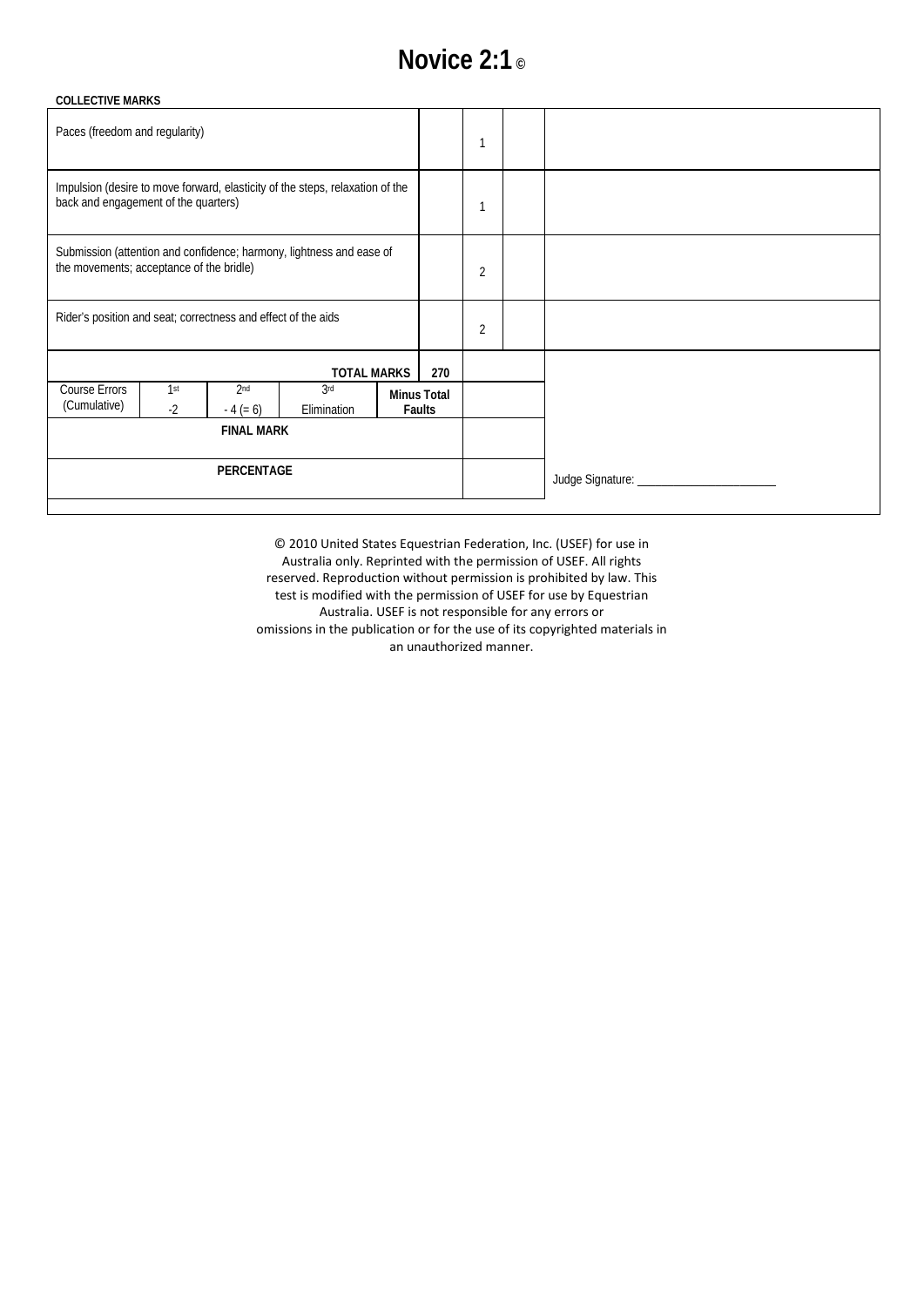# Novice 2:1 ©

**COLLECTIVE MARKS**

| | | | | |
|---|---|---|---|---|
| Paces (freedom and regularity) | | 1 | | |
| Impulsion (desire to move forward, elasticity of the steps, relaxation of the back and engagement of the quarters) | | 1 | | |
| Submission (attention and confidence; harmony, lightness and ease of the movements; acceptance of the bridle) | | 2 | | |
| Rider's position and seat; correctness and effect of the aids | | 2 | | |
| **TOTAL MARKS** | **270** | | | |

| Course Errors (Cumulative) | 1st | 2nd | 3rd | **Minus Total Faults** | |
|---|---|---|---|---|---|
| | -2 | - 4 (= 6) | Elimination | | |
| **FINAL MARK** | | | | | |
| **PERCENTAGE** | | | | | |

Judge Signature: ______________________

© 2010 United States Equestrian Federation, Inc. (USEF) for use in Australia only. Reprinted with the permission of USEF. All rights reserved. Reproduction without permission is prohibited by law. This test is modified with the permission of USEF for use by Equestrian Australia. USEF is not responsible for any errors or omissions in the publication or for the use of its copyrighted materials in an unauthorized manner.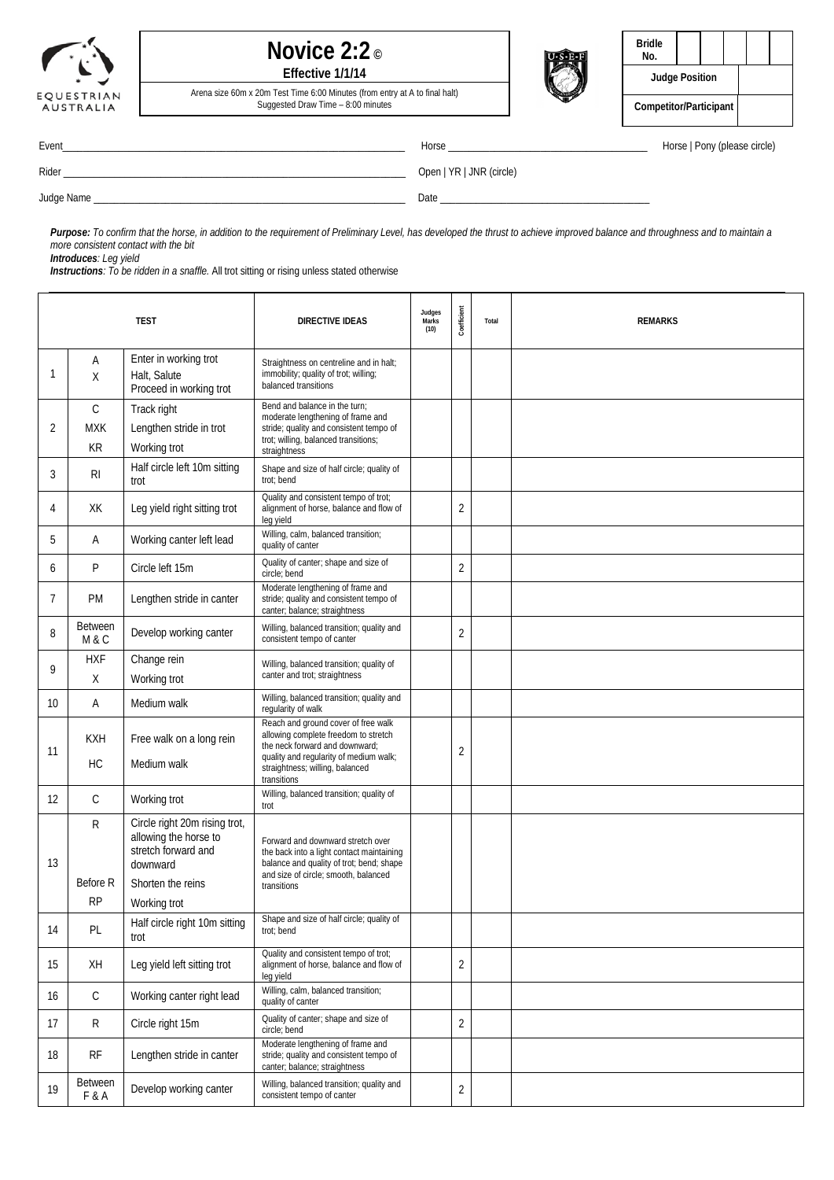EQUESTRIAN AUSTRALIA

# Novice 2:2 ©

**Effective 1/1/14**

Arena size 60m x 20m Test Time 6:00 Minutes (from entry at A to final halt)
Suggested Draw Time – 8:00 minutes

| **Bridle No.** | | | | | |
|---|---|---|---|---|---|
| **Judge Position** | | | | | |
| **Competitor/Participant** | | | | | |

Event_______________________________ Horse _______________________ Horse | Pony (please circle)

Rider _______________________________ Open | YR | JNR (circle)

Judge Name __________________________ Date ________________________

***Purpose:*** *To confirm that the horse, in addition to the requirement of Preliminary Level, has developed the thrust to achieve improved balance and throughness and to maintain a more consistent contact with the bit*

***Introduces****: Leg yield*

***Instructions****: To be ridden in a snaffle.* All trot sitting or rising unless stated otherwise

| | TEST | | DIRECTIVE IDEAS | Judges Marks (10) | Coefficient | Total | REMARKS |
|---|---|---|---|---|---|---|---|
| 1 | A<br>X | Enter in working trot<br>Halt, Salute<br>Proceed in working trot | Straightness on centreline and in halt; immobility; quality of trot; willing; balanced transitions | | | | |
| 2 | C<br>MXK<br>KR | Track right<br>Lengthen stride in trot<br>Working trot | Bend and balance in the turn; moderate lengthening of frame and stride; quality and consistent tempo of trot; willing, balanced transitions; straightness | | | | |
| 3 | RI | Half circle left 10m sitting trot | Shape and size of half circle; quality of trot; bend | | | | |
| 4 | XK | Leg yield right sitting trot | Quality and consistent tempo of trot; alignment of horse, balance and flow of leg yield | | 2 | | |
| 5 | A | Working canter left lead | Willing, calm, balanced transition; quality of canter | | | | |
| 6 | P | Circle left 15m | Quality of canter; shape and size of circle; bend | | 2 | | |
| 7 | PM | Lengthen stride in canter | Moderate lengthening of frame and stride; quality and consistent tempo of canter; balance; straightness | | | | |
| 8 | Between M & C | Develop working canter | Willing, balanced transition; quality and consistent tempo of canter | | 2 | | |
| 9 | HXF<br>X | Change rein<br>Working trot | Willing, balanced transition; quality of canter and trot; straightness | | | | |
| 10 | A | Medium walk | Willing, balanced transition; quality and regularity of walk | | | | |
| 11 | KXH<br>HC | Free walk on a long rein<br>Medium walk | Reach and ground cover of free walk allowing complete freedom to stretch the neck forward and downward; quality and regularity of medium walk; straightness; willing, balanced transitions | | 2 | | |
| 12 | C | Working trot | Willing, balanced transition; quality of trot | | | | |
| 13 | R<br>Before R<br>RP | Circle right 20m rising trot, allowing the horse to stretch forward and downward<br>Shorten the reins<br>Working trot | Forward and downward stretch over the back into a light contact maintaining balance and quality of trot; bend; shape and size of circle; smooth, balanced transitions | | | | |
| 14 | PL | Half circle right 10m sitting trot | Shape and size of half circle; quality of trot; bend | | | | |
| 15 | XH | Leg yield left sitting trot | Quality and consistent tempo of trot; alignment of horse, balance and flow of leg yield | | 2 | | |
| 16 | C | Working canter right lead | Willing, calm, balanced transition; quality of canter | | | | |
| 17 | R | Circle right 15m | Quality of canter; shape and size of circle; bend | | 2 | | |
| 18 | RF | Lengthen stride in canter | Moderate lengthening of frame and stride; quality and consistent tempo of canter; balance; straightness | | | | |
| 19 | Between F & A | Develop working canter | Willing, balanced transition; quality and consistent tempo of canter | | 2 | | |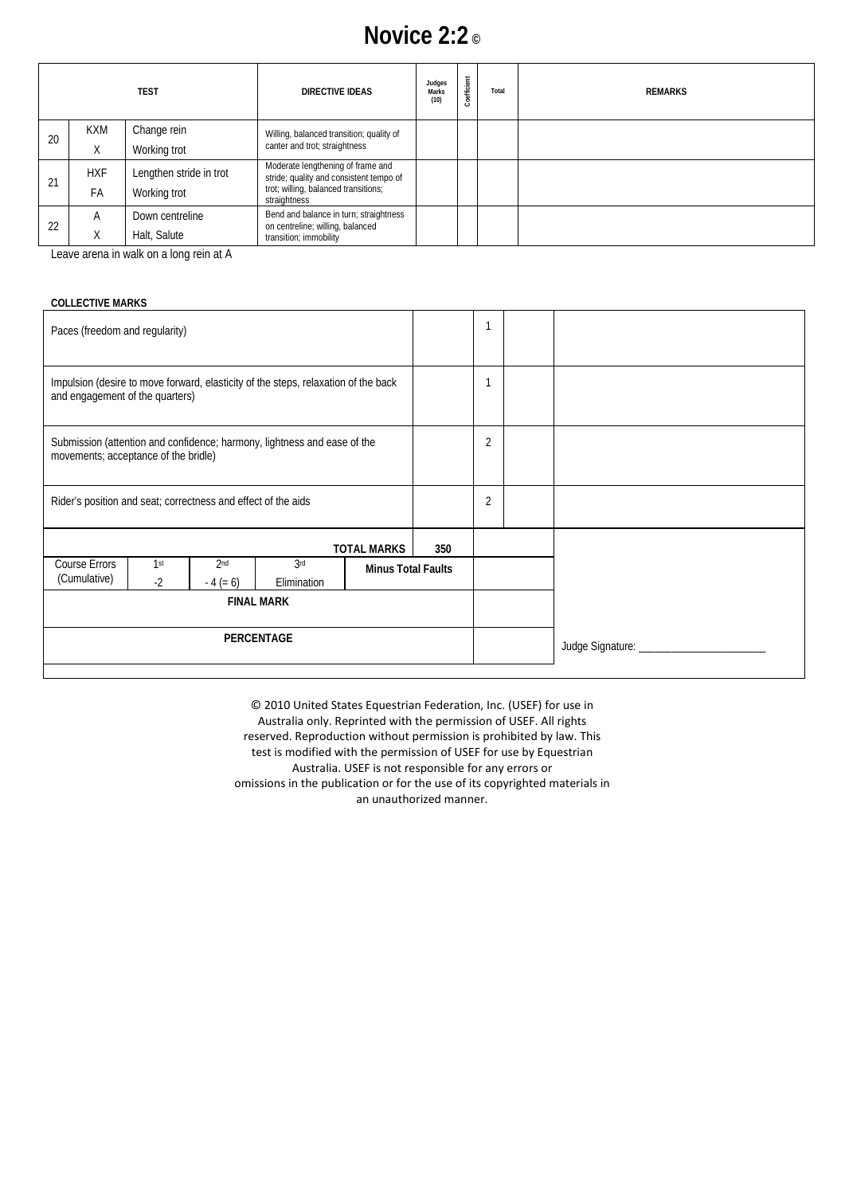# Novice 2:2 ©

| | | TEST | DIRECTIVE IDEAS | Judges Marks (10) | Coefficient | Total | REMARKS |
|---|---|---|---|---|---|---|---|
| 20 | KXM<br>X | Change rein<br>Working trot | Willing, balanced transition; quality of canter and trot; straightness | | | | |
| 21 | HXF<br>FA | Lengthen stride in trot<br>Working trot | Moderate lengthening of frame and stride; quality and consistent tempo of trot; willing, balanced transitions; straightness | | | | |
| 22 | A<br>X | Down centreline<br>Halt, Salute | Bend and balance in turn; straightness on centreline; willing, balanced transition; immobility | | | | |

Leave arena in walk on a long rein at A

**COLLECTIVE MARKS**

| | | | | |
|---|---|---|---|---|
| Paces (freedom and regularity) | | 1 | | |
| Impulsion (desire to move forward, elasticity of the steps, relaxation of the back and engagement of the quarters) | | 1 | | |
| Submission (attention and confidence; harmony, lightness and ease of the movements; acceptance of the bridle) | | 2 | | |
| Rider's position and seat; correctness and effect of the aids | | 2 | | |

| | | | | | | |
|---|---|---|---|---|---|---|
| | | | | TOTAL MARKS | 350 | |
| Course Errors (Cumulative) | 1st<br>-2 | 2nd<br>- 4 (= 6) | 3rd<br>Elimination | Minus Total Faults | | |
| FINAL MARK | | | | | | |
| PERCENTAGE | | | | | | |

Judge Signature: _______________________

© 2010 United States Equestrian Federation, Inc. (USEF) for use in Australia only. Reprinted with the permission of USEF. All rights reserved. Reproduction without permission is prohibited by law. This test is modified with the permission of USEF for use by Equestrian Australia. USEF is not responsible for any errors or omissions in the publication or for the use of its copyrighted materials in an unauthorized manner.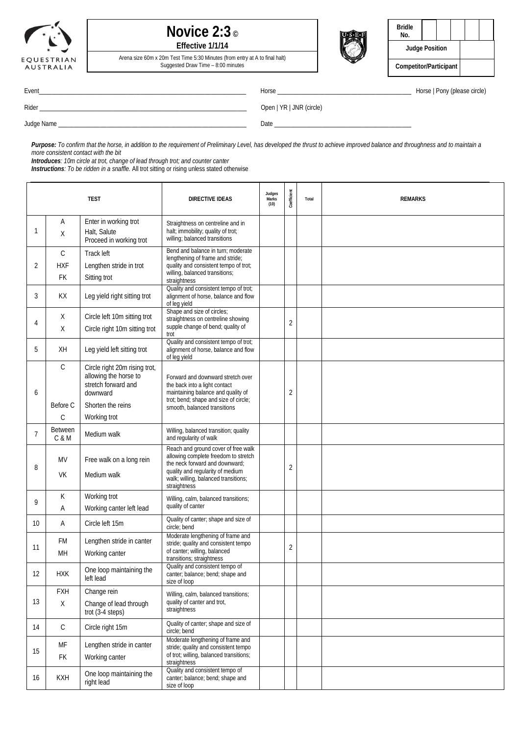# Novice 2:3 ©

**Effective 1/1/14**

Arena size 60m x 20m Test Time 5:30 Minutes (from entry at A to final halt)
Suggested Draw Time – 8:00 minutes

| Bridle No. | | | | | |
|---|---|---|---|---|---|
| **Judge Position** | | | | | |
| **Competitor/Participant** | | | | | |

Event_______________________________________ Horse _______________________ Horse | Pony (please circle)

Rider _______________________________________ Open | YR | JNR (circle)

Judge Name __________________________________ Date _______________________

***Purpose:*** *To confirm that the horse, in addition to the requirement of Preliminary Level, has developed the thrust to achieve improved balance and throughness and to maintain a more consistent contact with the bit*

***Introduces****: 10m circle at trot, change of lead through trot; and counter canter*

***Instructions****: To be ridden in a snaffle.* All trot sitting or rising unless stated otherwise

| | TEST | | DIRECTIVE IDEAS | Judges Marks (10) | Coefficient | Total | REMARKS |
|---|---|---|---|---|---|---|---|
| 1 | A<br>X | Enter in working trot<br>Halt, Salute<br>Proceed in working trot | Straightness on centreline and in halt; immobility; quality of trot; willing; balanced transitions | | | | |
| 2 | C<br>HXF<br>FK | Track left<br>Lengthen stride in trot<br>Sitting trot | Bend and balance in turn; moderate lengthening of frame and stride; quality and consistent tempo of trot; willing, balanced transitions; straightness | | | | |
| 3 | KX | Leg yield right sitting trot | Quality and consistent tempo of trot; alignment of horse, balance and flow of leg yield | | | | |
| 4 | X<br>X | Circle left 10m sitting trot<br>Circle right 10m sitting trot | Shape and size of circles; straightness on centreline showing supple change of bend; quality of trot | | 2 | | |
| 5 | XH | Leg yield left sitting trot | Quality and consistent tempo of trot; alignment of horse, balance and flow of leg yield | | | | |
| 6 | C<br><br>Before C<br>C | Circle right 20m rising trot, allowing the horse to stretch forward and downward<br>Shorten the reins<br>Working trot | Forward and downward stretch over the back into a light contact maintaining balance and quality of trot; bend; shape and size of circle; smooth, balanced transitions | | 2 | | |
| 7 | Between C & M | Medium walk | Willing, balanced transition; quality and regularity of walk | | | | |
| 8 | MV<br>VK | Free walk on a long rein<br>Medium walk | Reach and ground cover of free walk allowing complete freedom to stretch the neck forward and downward; quality and regularity of medium walk; willing, balanced transitions; straightness | | 2 | | |
| 9 | K<br>A | Working trot<br>Working canter left lead | Willing, calm, balanced transitions; quality of canter | | | | |
| 10 | A | Circle left 15m | Quality of canter; shape and size of circle; bend | | | | |
| 11 | FM<br>MH | Lengthen stride in canter<br>Working canter | Moderate lengthening of frame and stride; quality and consistent tempo of canter; willing, balanced transitions; straightness | | 2 | | |
| 12 | HXK | One loop maintaining the left lead | Quality and consistent tempo of canter; balance; bend; shape and size of loop | | | | |
| 13 | FXH<br>X | Change rein<br>Change of lead through trot (3-4 steps) | Willing, calm, balanced transitions; quality of canter and trot, straightness | | | | |
| 14 | C | Circle right 15m | Quality of canter; shape and size of circle; bend | | | | |
| 15 | MF<br>FK | Lengthen stride in canter<br>Working canter | Moderate lengthening of frame and stride; quality and consistent tempo of trot; willing, balanced transitions; straightness | | | | |
| 16 | KXH | One loop maintaining the right lead | Quality and consistent tempo of canter; balance; bend; shape and size of loop | | | | |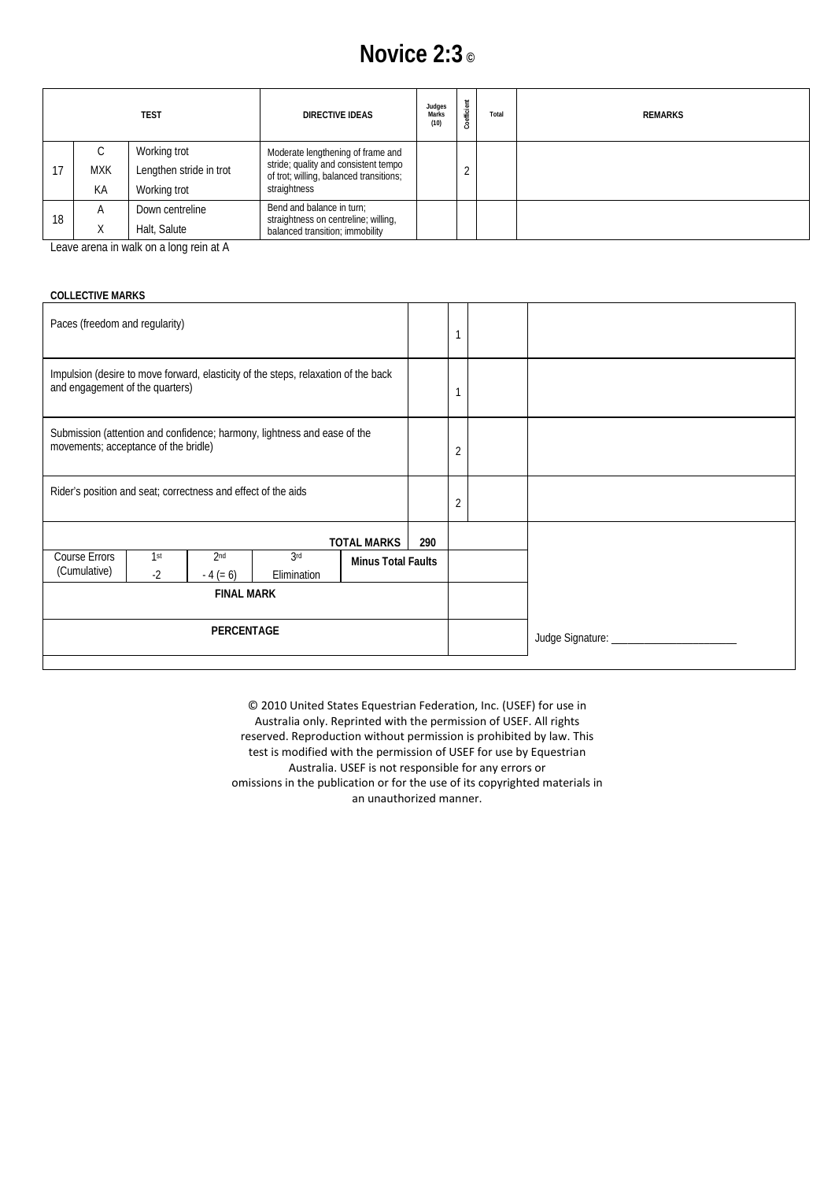# Novice 2:3 ©

| | | TEST | DIRECTIVE IDEAS | Judges Marks (10) | Coefficient | Total | REMARKS |
|---|---|---|---|---|---|---|---|
| 17 | C<br>MXK<br>KA | Working trot<br>Lengthen stride in trot<br>Working trot | Moderate lengthening of frame and stride; quality and consistent tempo of trot; willing, balanced transitions; straightness | | 2 | | |
| 18 | A<br>X | Down centreline<br>Halt, Salute | Bend and balance in turn; straightness on centreline; willing, balanced transition; immobility | | | | |

Leave arena in walk on a long rein at A

**COLLECTIVE MARKS**

| | | | | | | Judges Marks | Coefficient | Total | Remarks |
|---|---|---|---|---|---|---|---|---|---|
| Paces (freedom and regularity) | | | | | | | 1 | | |
| Impulsion (desire to move forward, elasticity of the steps, relaxation of the back and engagement of the quarters) | | | | | | | 1 | | |
| Submission (attention and confidence; harmony, lightness and ease of the movements; acceptance of the bridle) | | | | | | | 2 | | |
| Rider's position and seat; correctness and effect of the aids | | | | | | | 2 | | |
| | | | | TOTAL MARKS | | 290 | | | |
| Course Errors (Cumulative) | 1st<br>-2 | 2nd<br>- 4 (= 6) | 3rd<br>Elimination | Minus Total Faults | | | | | |
| FINAL MARK | | | | | | | | | |
| PERCENTAGE | | | | | | | | | Judge Signature: _______________________ |

© 2010 United States Equestrian Federation, Inc. (USEF) for use in Australia only. Reprinted with the permission of USEF. All rights reserved. Reproduction without permission is prohibited by law. This test is modified with the permission of USEF for use by Equestrian Australia. USEF is not responsible for any errors or omissions in the publication or for the use of its copyrighted materials in an unauthorized manner.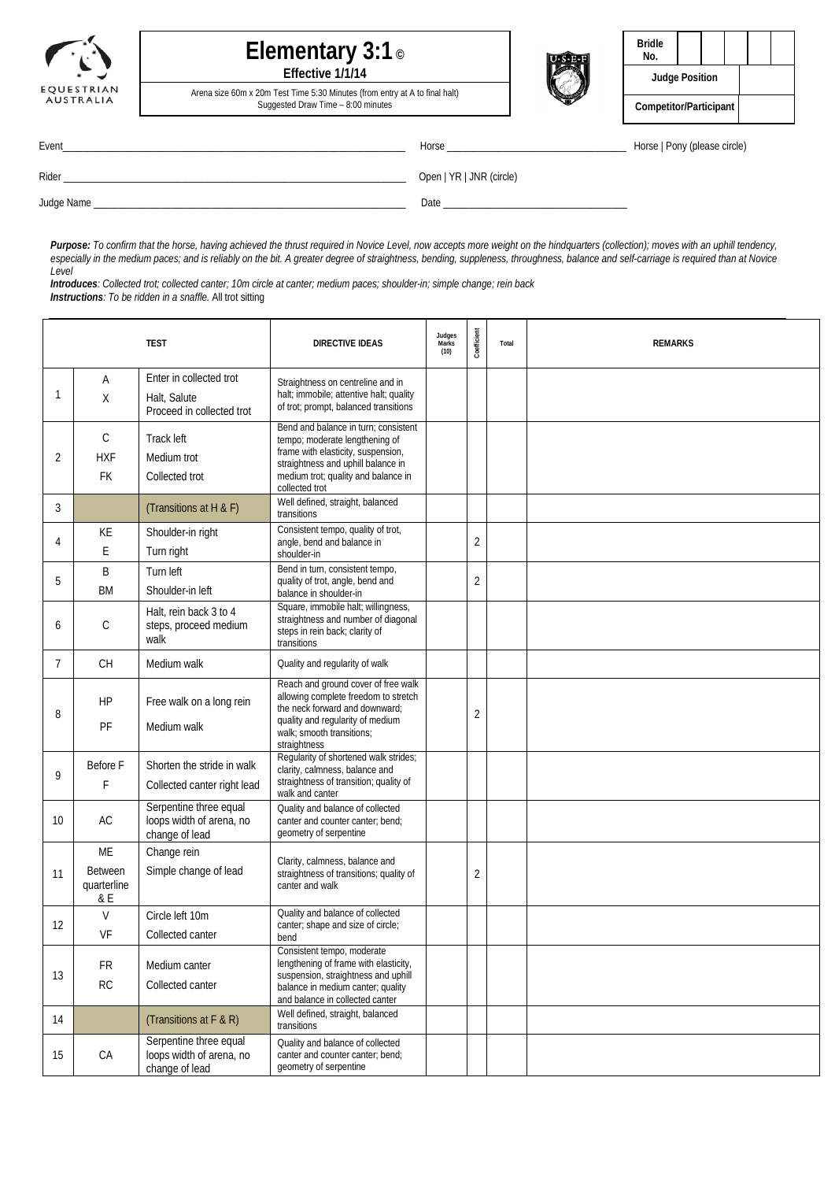# Elementary 3:1 ©

**Effective 1/1/14**

Arena size 60m x 20m Test Time 5:30 Minutes (from entry at A to final halt)
Suggested Draw Time – 8:00 minutes

| **Bridle No.** | | | | | |
|---|---|---|---|---|---|
| **Judge Position** | | | | | |
| **Competitor/Participant** | | | | | |

Event_______________________________________ Horse _______________________ Horse | Pony (please circle)

Rider _______________________________________ Open | YR | JNR (circle)

Judge Name _________________________________ Date ________________________

***Purpose:*** *To confirm that the horse, having achieved the thrust required in Novice Level, now accepts more weight on the hindquarters (collection); moves with an uphill tendency, especially in the medium paces; and is reliably on the bit. A greater degree of straightness, bending, suppleness, throughness, balance and self-carriage is required than at Novice Level*

***Introduces****: Collected trot; collected canter; 10m circle at canter; medium paces; shoulder-in; simple change; rein back*

***Instructions****: To be ridden in a snaffle.* All trot sitting

| | TEST | | DIRECTIVE IDEAS | Judges Marks (10) | Coefficient | Total | REMARKS |
|---|---|---|---|---|---|---|---|
| 1 | A<br>X | Enter in collected trot<br>Halt, Salute<br>Proceed in collected trot | Straightness on centreline and in halt; immobile; attentive halt; quality of trot; prompt, balanced transitions | | | | |
| 2 | C<br>HXF<br>FK | Track left<br>Medium trot<br>Collected trot | Bend and balance in turn; consistent tempo; moderate lengthening of frame with elasticity, suspension, straightness and uphill balance in medium trot; quality and balance in collected trot | | | | |
| 3 | | (Transitions at H & F) | Well defined, straight, balanced transitions | | | | |
| 4 | KE<br>E | Shoulder-in right<br>Turn right | Consistent tempo, quality of trot, angle, bend and balance in shoulder-in | | 2 | | |
| 5 | B<br>BM | Turn left<br>Shoulder-in left | Bend in turn, consistent tempo, quality of trot, angle, bend and balance in shoulder-in | | 2 | | |
| 6 | C | Halt, rein back 3 to 4 steps, proceed medium walk | Square, immobile halt; willingness, straightness and number of diagonal steps in rein back; clarity of transitions | | | | |
| 7 | CH | Medium walk | Quality and regularity of walk | | | | |
| 8 | HP<br>PF | Free walk on a long rein<br>Medium walk | Reach and ground cover of free walk allowing complete freedom to stretch the neck forward and downward; quality and regularity of medium walk; smooth transitions; straightness | | 2 | | |
| 9 | Before F<br>F | Shorten the stride in walk<br>Collected canter right lead | Regularity of shortened walk strides; clarity, calmness, balance and straightness of transition; quality of walk and canter | | | | |
| 10 | AC | Serpentine three equal loops width of arena, no change of lead | Quality and balance of collected canter and counter canter; bend; geometry of serpentine | | | | |
| 11 | ME<br>Between quarterline & E | Change rein<br>Simple change of lead | Clarity, calmness, balance and straightness of transitions; quality of canter and walk | | 2 | | |
| 12 | V<br>VF | Circle left 10m<br>Collected canter | Quality and balance of collected canter; shape and size of circle; bend | | | | |
| 13 | FR<br>RC | Medium canter<br>Collected canter | Consistent tempo, moderate lengthening of frame with elasticity, suspension, straightness and uphill balance in medium canter; quality and balance in collected canter | | | | |
| 14 | | (Transitions at F & R) | Well defined, straight, balanced transitions | | | | |
| 15 | CA | Serpentine three equal loops width of arena, no change of lead | Quality and balance of collected canter and counter canter; bend; geometry of serpentine | | | | |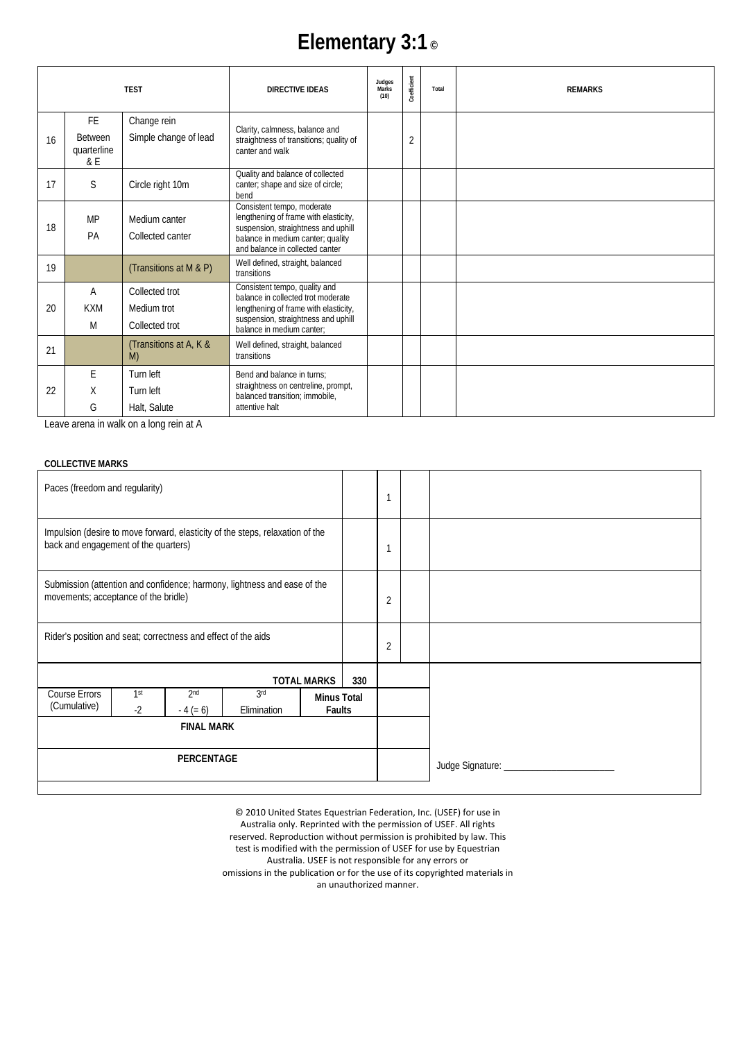# Elementary 3:1 ©

| | TEST | | DIRECTIVE IDEAS | Judges Marks (10) | Coefficient | Total | REMARKS |
|---|---|---|---|---|---|---|---|
| 16 | FE<br>Between quarterline & E | Change rein<br>Simple change of lead | Clarity, calmness, balance and straightness of transitions; quality of canter and walk | | 2 | | |
| 17 | S | Circle right 10m | Quality and balance of collected canter; shape and size of circle; bend | | | | |
| 18 | MP<br>PA | Medium canter<br>Collected canter | Consistent tempo, moderate lengthening of frame with elasticity, suspension, straightness and uphill balance in medium canter; quality and balance in collected canter | | | | |
| 19 | | (Transitions at M & P) | Well defined, straight, balanced transitions | | | | |
| 20 | A<br>KXM<br>M | Collected trot<br>Medium trot<br>Collected trot | Consistent tempo, quality and balance in collected trot moderate lengthening of frame with elasticity, suspension, straightness and uphill balance in medium canter; | | | | |
| 21 | | (Transitions at A, K & M) | Well defined, straight, balanced transitions | | | | |
| 22 | E<br>X<br>G | Turn left<br>Turn left<br>Halt, Salute | Bend and balance in turns; straightness on centreline, prompt, balanced transition; immobile, attentive halt | | | | |

Leave arena in walk on a long rein at A

**COLLECTIVE MARKS**

| | | Coefficient | Total | Remarks |
|---|---|---|---|---|
| Paces (freedom and regularity) | | 1 | | |
| Impulsion (desire to move forward, elasticity of the steps, relaxation of the back and engagement of the quarters) | | 1 | | |
| Submission (attention and confidence; harmony, lightness and ease of the movements; acceptance of the bridle) | | 2 | | |
| Rider's position and seat; correctness and effect of the aids | | 2 | | |

| | | | | | |
|---|---|---|---|---|---|
| | | | TOTAL MARKS | 330 | |
| Course Errors (Cumulative) | 1st<br>-2 | 2nd<br>- 4 (= 6) | 3rd<br>Elimination | Minus Total Faults | |
| FINAL MARK | | | | | |
| PERCENTAGE | | | | | |

Judge Signature: _______________________

© 2010 United States Equestrian Federation, Inc. (USEF) for use in Australia only. Reprinted with the permission of USEF. All rights reserved. Reproduction without permission is prohibited by law. This test is modified with the permission of USEF for use by Equestrian Australia. USEF is not responsible for any errors or omissions in the publication or for the use of its copyrighted materials in an unauthorized manner.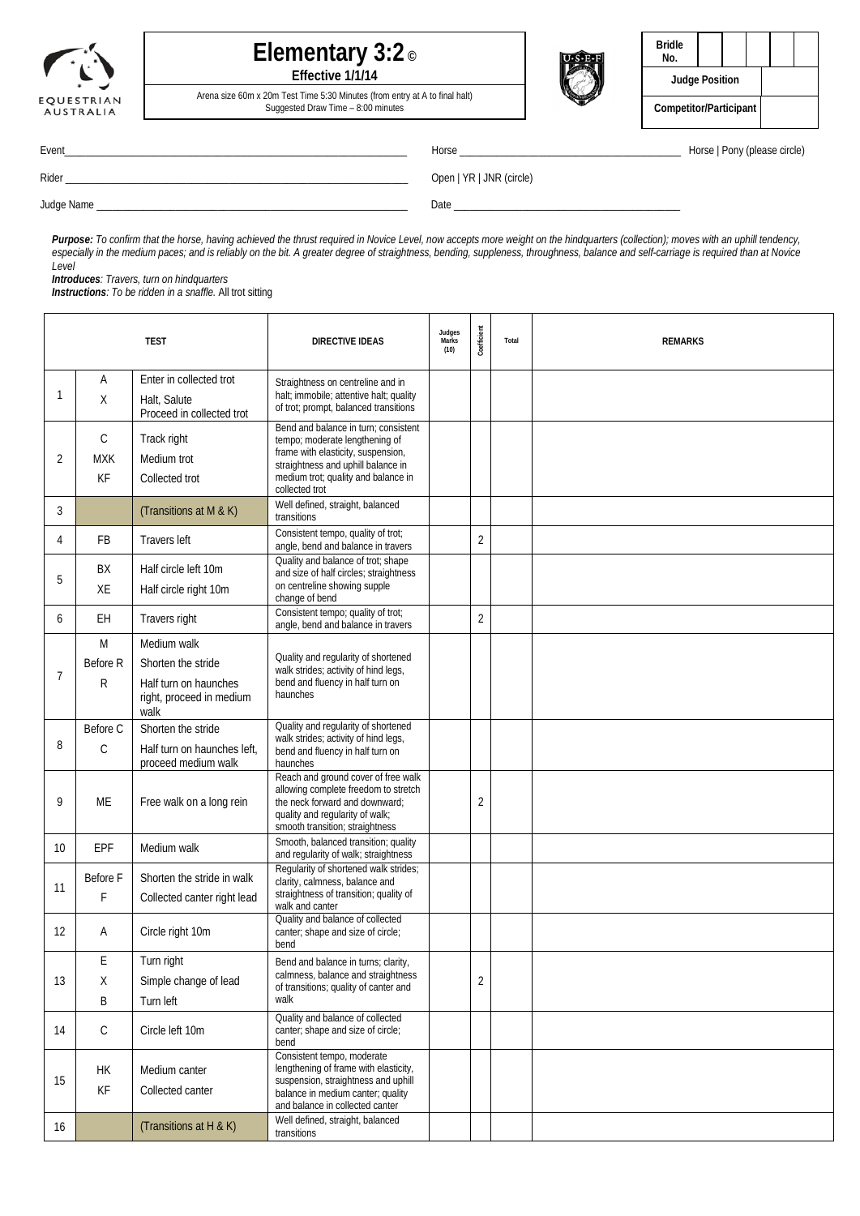# Elementary 3:2 ©

**Effective 1/1/14**

Arena size 60m x 20m Test Time 5:30 Minutes (from entry at A to final halt)
Suggested Draw Time – 8:00 minutes

| Bridle No. | | | | | |
|---|---|---|---|---|---|
| Judge Position | | | | | |
| Competitor/Participant | | | | | |

Event________________________________ Horse ________________________________ Horse | Pony (please circle)

Rider ________________________________ Open | YR | JNR (circle)

Judge Name ________________________________ Date ________________________________

***Purpose****: To confirm that the horse, having achieved the thrust required in Novice Level, now accepts more weight on the hindquarters (collection); moves with an uphill tendency, especially in the medium paces; and is reliably on the bit. A greater degree of straightness, bending, suppleness, throughness, balance and self-carriage is required than at Novice Level*

***Introduces****: Travers, turn on hindquarters*

***Instructions****: To be ridden in a snaffle.* All trot sitting

| | TEST | | DIRECTIVE IDEAS | Judges Marks (10) | Coefficient | Total | REMARKS |
|---|---|---|---|---|---|---|---|
| 1 | A<br>X | Enter in collected trot<br>Halt, Salute<br>Proceed in collected trot | Straightness on centreline and in halt; immobile; attentive halt; quality of trot; prompt, balanced transitions | | | | |
| 2 | C<br>MXK<br>KF | Track right<br>Medium trot<br>Collected trot | Bend and balance in turn; consistent tempo; moderate lengthening of frame with elasticity, suspension, straightness and uphill balance in medium trot; quality and balance in collected trot | | | | |
| 3 | | (Transitions at M & K) | Well defined, straight, balanced transitions | | | | |
| 4 | FB | Travers left | Consistent tempo, quality of trot; angle, bend and balance in travers | | 2 | | |
| 5 | BX<br>XE | Half circle left 10m<br>Half circle right 10m | Quality and balance of trot; shape and size of half circles; straightness on centreline showing supple change of bend | | | | |
| 6 | EH | Travers right | Consistent tempo; quality of trot; angle, bend and balance in travers | | 2 | | |
| 7 | M<br>Before R<br>R | Medium walk<br>Shorten the stride<br>Half turn on haunches right, proceed in medium walk | Quality and regularity of shortened walk strides; activity of hind legs, bend and fluency in half turn on haunches | | | | |
| 8 | Before C<br>C | Shorten the stride<br>Half turn on haunches left, proceed medium walk | Quality and regularity of shortened walk strides; activity of hind legs, bend and fluency in half turn on haunches | | | | |
| 9 | ME | Free walk on a long rein | Reach and ground cover of free walk allowing complete freedom to stretch the neck forward and downward; quality and regularity of walk; smooth transition; straightness | | 2 | | |
| 10 | EPF | Medium walk | Smooth, balanced transition; quality and regularity of walk; straightness | | | | |
| 11 | Before F<br>F | Shorten the stride in walk<br>Collected canter right lead | Regularity of shortened walk strides; clarity, calmness, balance and straightness of transition; quality of walk and canter | | | | |
| 12 | A | Circle right 10m | Quality and balance of collected canter; shape and size of circle; bend | | | | |
| 13 | E<br>X<br>B | Turn right<br>Simple change of lead<br>Turn left | Bend and balance in turns; clarity, calmness, balance and straightness of transitions; quality of canter and walk | | 2 | | |
| 14 | C | Circle left 10m | Quality and balance of collected canter; shape and size of circle; bend | | | | |
| 15 | HK<br>KF | Medium canter<br>Collected canter | Consistent tempo, moderate lengthening of frame with elasticity, suspension, straightness and uphill balance in medium canter; quality and balance in collected canter | | | | |
| 16 | | (Transitions at H & K) | Well defined, straight, balanced transitions | | | | |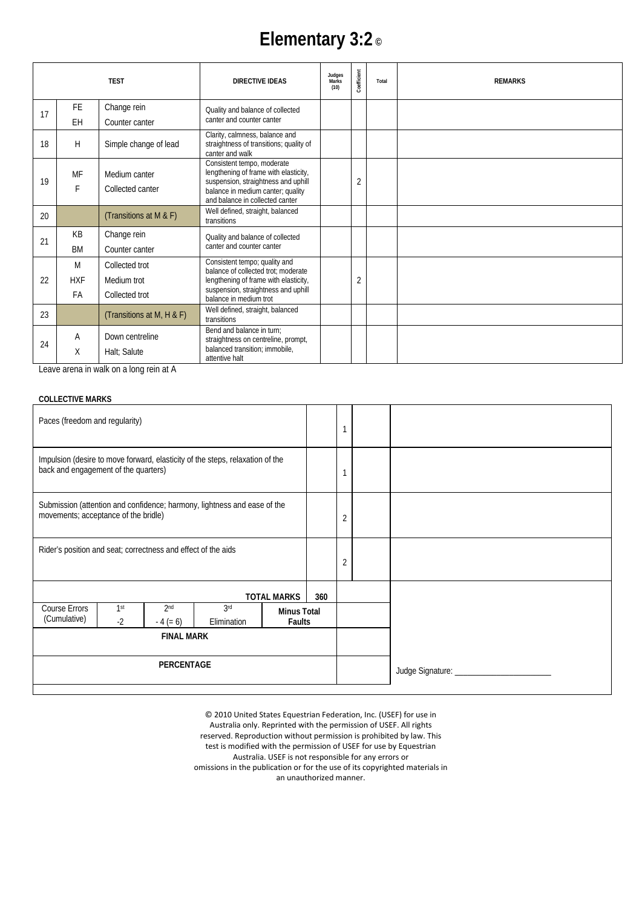# Elementary 3:2 ©

| TEST | | | DIRECTIVE IDEAS | Judges Marks (10) | Coefficient | Total | REMARKS |
|---|---|---|---|---|---|---|---|
| 17 | FE<br>EH | Change rein<br>Counter canter | Quality and balance of collected canter and counter canter | | | | |
| 18 | H | Simple change of lead | Clarity, calmness, balance and straightness of transitions; quality of canter and walk | | | | |
| 19 | MF<br>F | Medium canter<br>Collected canter | Consistent tempo, moderate lengthening of frame with elasticity, suspension, straightness and uphill balance in medium canter; quality and balance in collected canter | | 2 | | |
| 20 | | (Transitions at M & F) | Well defined, straight, balanced transitions | | | | |
| 21 | KB<br>BM | Change rein<br>Counter canter | Quality and balance of collected canter and counter canter | | | | |
| 22 | M<br>HXF<br>FA | Collected trot<br>Medium trot<br>Collected trot | Consistent tempo; quality and balance of collected trot; moderate lengthening of frame with elasticity, suspension, straightness and uphill balance in medium trot | | 2 | | |
| 23 | | (Transitions at M, H & F) | Well defined, straight, balanced transitions | | | | |
| 24 | A<br>X | Down centreline<br>Halt; Salute | Bend and balance in turn; straightness on centreline, prompt, balanced transition; immobile, attentive halt | | | | |

Leave arena in walk on a long rein at A

**COLLECTIVE MARKS**

| | | | | |
|---|---|---|---|---|
| Paces (freedom and regularity) | | 1 | | |
| Impulsion (desire to move forward, elasticity of the steps, relaxation of the back and engagement of the quarters) | | 1 | | |
| Submission (attention and confidence; harmony, lightness and ease of the movements; acceptance of the bridle) | | 2 | | |
| Rider's position and seat; correctness and effect of the aids | | 2 | | |

| | | | | | | |
|---|---|---|---|---|---|---|
| | | | | **TOTAL MARKS** | **360** | |
| Course Errors (Cumulative) | 1st<br>-2 | 2nd<br>- 4 (= 6) | 3rd<br>Elimination | **Minus Total Faults** | | |
| **FINAL MARK** | | | | | | |
| **PERCENTAGE** | | | | | | Judge Signature: ______________________ |

© 2010 United States Equestrian Federation, Inc. (USEF) for use in Australia only. Reprinted with the permission of USEF. All rights reserved. Reproduction without permission is prohibited by law. This test is modified with the permission of USEF for use by Equestrian Australia. USEF is not responsible for any errors or omissions in the publication or for the use of its copyrighted materials in an unauthorized manner.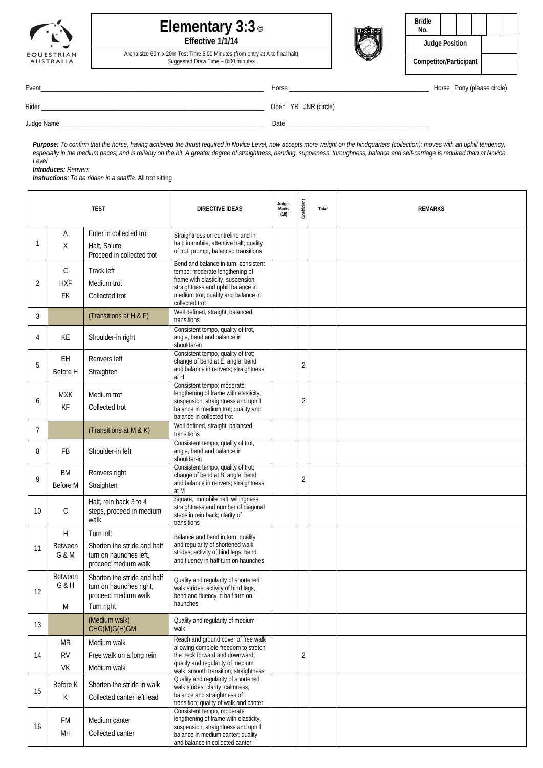# Elementary 3:3 ©

**Effective 1/1/14**

Arena size 60m x 20m Test Time 6:00 Minutes (from entry at A to final halt)
Suggested Draw Time – 8:00 minutes

| Bridle No. | | | | | |
|---|---|---|---|---|---|
| **Judge Position** | | | | | |
| **Competitor/Participant** | | | | | |

Event_______________________ Horse _______________________ Horse | Pony (please circle)

Rider _______________________ Open | YR | JNR (circle)

Judge Name _______________________ Date _______________________

***Purpose:*** *To confirm that the horse, having achieved the thrust required in Novice Level, now accepts more weight on the hindquarters (collection); moves with an uphill tendency, especially in the medium paces; and is reliably on the bit. A greater degree of straightness, bending, suppleness, throughness, balance and self-carriage is required than at Novice Level*

***Introduces:*** *Renvers*

***Instructions****: To be ridden in a snaffle.* All trot sitting

| | TEST | | DIRECTIVE IDEAS | Judges Marks (10) | Coefficient | Total | REMARKS |
|---|---|---|---|---|---|---|---|
| 1 | A<br>X | Enter in collected trot<br>Halt, Salute<br>Proceed in collected trot | Straightness on centreline and in halt; immobile; attentive halt; quality of trot; prompt, balanced transitions | | | | |
| 2 | C<br>HXF<br>FK | Track left<br>Medium trot<br>Collected trot | Bend and balance in turn; consistent tempo; moderate lengthening of frame with elasticity, suspension, straightness and uphill balance in medium trot; quality and balance in collected trot | | | | |
| 3 | | (Transitions at H & F) | Well defined, straight, balanced transitions | | | | |
| 4 | KE | Shoulder-in right | Consistent tempo, quality of trot, angle, bend and balance in shoulder-in | | | | |
| 5 | EH<br>Before H | Renvers left<br>Straighten | Consistent tempo, quality of trot; change of bend at E; angle, bend and balance in renvers; straightness at H | | 2 | | |
| 6 | MXK<br>KF | Medium trot<br>Collected trot | Consistent tempo; moderate lengthening of frame with elasticity, suspension, straightness and uphill balance in medium trot; quality and balance in collected trot | | 2 | | |
| 7 | | (Transitions at M & K) | Well defined, straight, balanced transitions | | | | |
| 8 | FB | Shoulder-in left | Consistent tempo, quality of trot, angle, bend and balance in shoulder-in | | | | |
| 9 | BM<br>Before M | Renvers right<br>Straighten | Consistent tempo, quality of trot; change of bend at B; angle, bend and balance in renvers; straightness at M | | 2 | | |
| 10 | C | Halt, rein back 3 to 4 steps, proceed in medium walk | Square, immobile halt; willingness, straightness and number of diagonal steps in rein back; clarity of transitions | | | | |
| 11 | H<br>Between G & M | Turn left<br>Shorten the stride and half turn on haunches left, proceed medium walk | Balance and bend in turn; quality and regularity of shortened walk strides; activity of hind legs, bend and fluency in half turn on haunches | | | | |
| 12 | Between G & H<br>M | Shorten the stride and half turn on haunches right, proceed medium walk<br>Turn right | Quality and regularity of shortened walk strides; activity of hind legs, bend and fluency in half turn on haunches | | | | |
| 13 | | (Medium walk) CHG(M)G(H)GM | Quality and regularity of medium walk | | | | |
| 14 | MR<br>RV<br>VK | Medium walk<br>Free walk on a long rein<br>Medium walk | Reach and ground cover of free walk allowing complete freedom to stretch the neck forward and downward; quality and regularity of medium walk; smooth transition; straightness | | 2 | | |
| 15 | Before K<br>K | Shorten the stride in walk<br>Collected canter left lead | Quality and regularity of shortened walk strides; clarity, calmness, balance and straightness of transition; quality of walk and canter | | | | |
| 16 | FM<br>MH | Medium canter<br>Collected canter | Consistent tempo, moderate lengthening of frame with elasticity, suspension, straightness and uphill balance in medium canter; quality and balance in collected canter | | | | |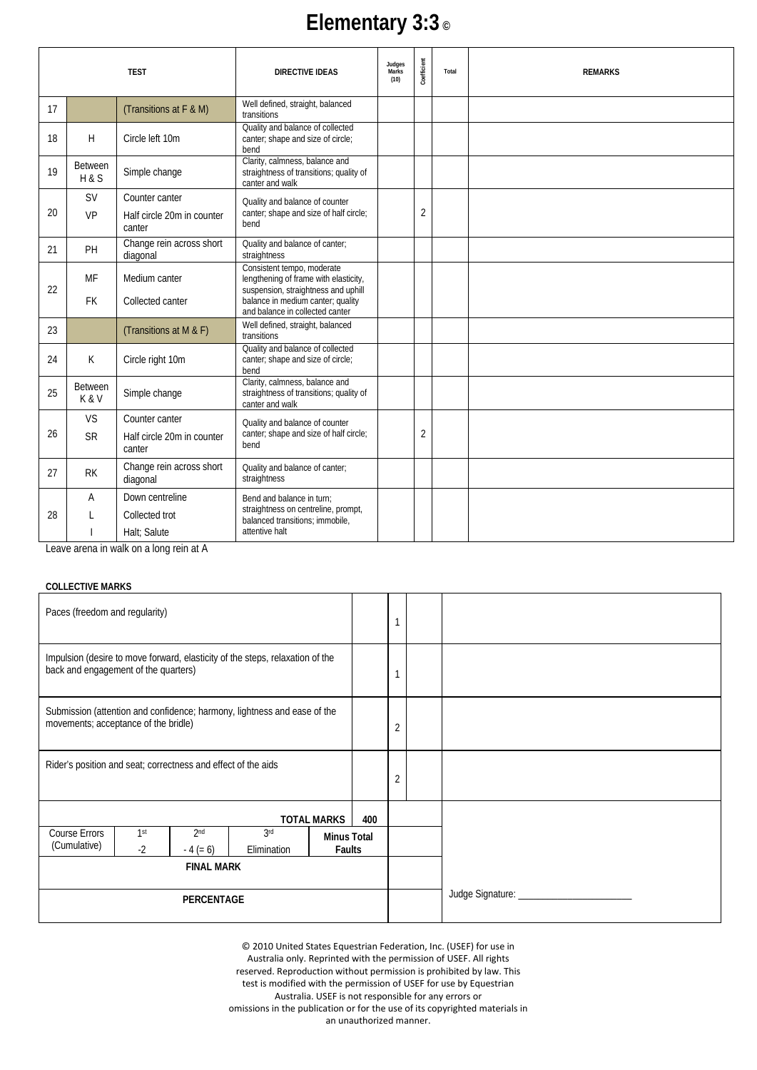# Elementary 3:3 ©

| TEST | | | DIRECTIVE IDEAS | Judges Marks (10) | Coefficient | Total | REMARKS |
|---|---|---|---|---|---|---|---|
| 17 | | (Transitions at F & M) | Well defined, straight, balanced transitions | | | | |
| 18 | H | Circle left 10m | Quality and balance of collected canter; shape and size of circle; bend | | | | |
| 19 | Between H & S | Simple change | Clarity, calmness, balance and straightness of transitions; quality of canter and walk | | | | |
| 20 | SV<br>VP | Counter canter<br>Half circle 20m in counter canter | Quality and balance of counter canter; shape and size of half circle; bend | | 2 | | |
| 21 | PH | Change rein across short diagonal | Quality and balance of canter; straightness | | | | |
| 22 | MF<br>FK | Medium canter<br>Collected canter | Consistent tempo, moderate lengthening of frame with elasticity, suspension, straightness and uphill balance in medium canter; quality and balance in collected canter | | | | |
| 23 | | (Transitions at M & F) | Well defined, straight, balanced transitions | | | | |
| 24 | K | Circle right 10m | Quality and balance of collected canter; shape and size of circle; bend | | | | |
| 25 | Between K & V | Simple change | Clarity, calmness, balance and straightness of transitions; quality of canter and walk | | | | |
| 26 | VS<br>SR | Counter canter<br>Half circle 20m in counter canter | Quality and balance of counter canter; shape and size of half circle; bend | | 2 | | |
| 27 | RK | Change rein across short diagonal | Quality and balance of canter; straightness | | | | |
| 28 | A<br>L<br>I | Down centreline<br>Collected trot<br>Halt; Salute | Bend and balance in turn; straightness on centreline, prompt, balanced transitions; immobile, attentive halt | | | | |

Leave arena in walk on a long rein at A

**COLLECTIVE MARKS**

| | | | | | | | | |
|---|---|---|---|---|---|---|---|---|
| Paces (freedom and regularity) | | | | | | 1 | | |
| Impulsion (desire to move forward, elasticity of the steps, relaxation of the back and engagement of the quarters) | | | | | | 1 | | |
| Submission (attention and confidence; harmony, lightness and ease of the movements; acceptance of the bridle) | | | | | | 2 | | |
| Rider's position and seat; correctness and effect of the aids | | | | | | 2 | | |
| | | | | TOTAL MARKS | 400 | | | |
| Course Errors (Cumulative) | 1st<br>-2 | 2nd<br>- 4 (= 6) | 3rd<br>Elimination | Minus Total Faults | | | | |
| FINAL MARK | | | | | | | | |
| PERCENTAGE | | | | | | | | Judge Signature: ______________________ |

© 2010 United States Equestrian Federation, Inc. (USEF) for use in Australia only. Reprinted with the permission of USEF. All rights reserved. Reproduction without permission is prohibited by law. This test is modified with the permission of USEF for use by Equestrian Australia. USEF is not responsible for any errors or omissions in the publication or for the use of its copyrighted materials in an unauthorized manner.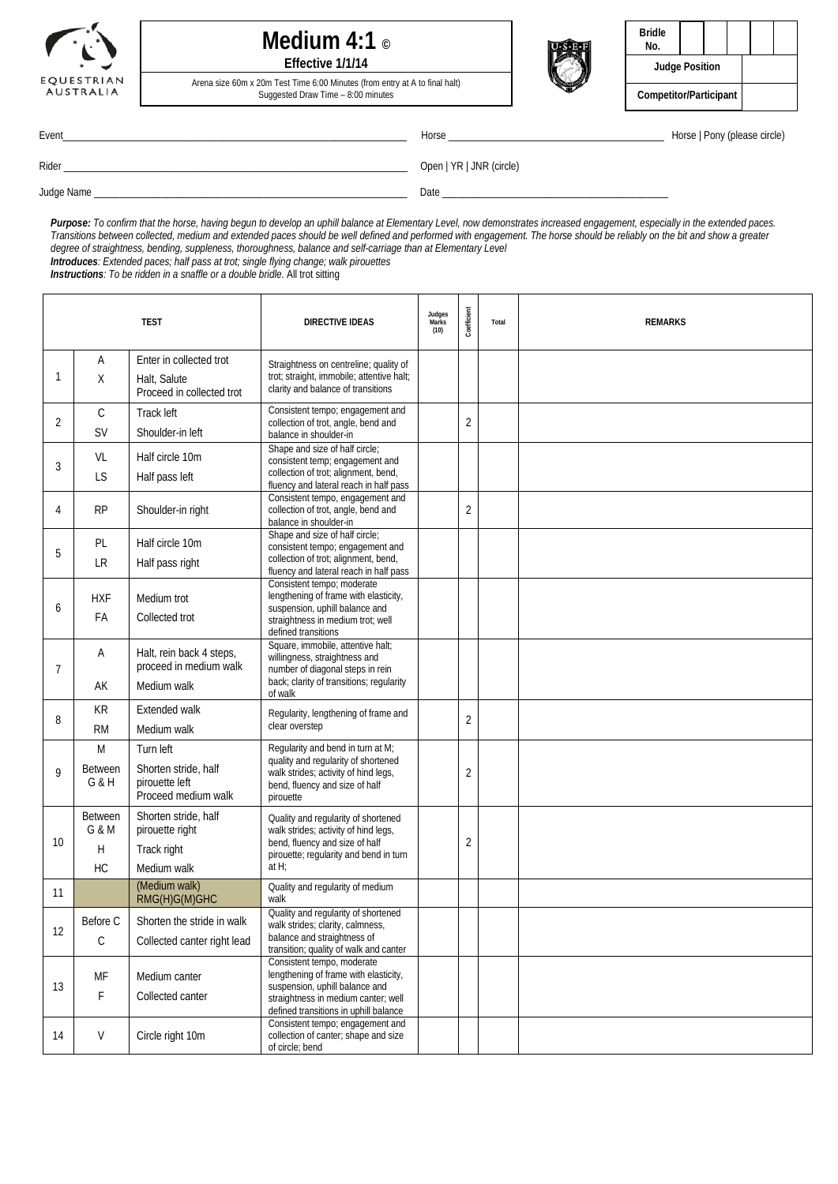EQUESTRIAN AUSTRALIA

# Medium 4:1 ©

**Effective 1/1/14**

Arena size 60m x 20m Test Time 6:00 Minutes (from entry at A to final halt)
Suggested Draw Time – 8:00 minutes

| Bridle No. | | | | | |
|---|---|---|---|---|---|
| **Judge Position** | | | | | |
| **Competitor/Participant** | | | | | |

Event_______________________ Horse _______________________ Horse | Pony (please circle)

Rider _______________________ Open | YR | JNR (circle)

Judge Name _______________________ Date _______________________

***Purpose:*** *To confirm that the horse, having begun to develop an uphill balance at Elementary Level, now demonstrates increased engagement, especially in the extended paces. Transitions between collected, medium and extended paces should be well defined and performed with engagement. The horse should be reliably on the bit and show a greater degree of straightness, bending, suppleness, thoroughness, balance and self-carriage than at Elementary Level*
***Introduces****: Extended paces; half pass at trot; single flying change; walk pirouettes*
***Instructions****: To be ridden in a snaffle or a double bridle.* All trot sitting

| | TEST | | DIRECTIVE IDEAS | Judges Marks (10) | Coefficient | Total | REMARKS |
|---|---|---|---|---|---|---|---|
| 1 | A<br>X | Enter in collected trot<br>Halt, Salute<br>Proceed in collected trot | Straightness on centreline; quality of trot; straight, immobile; attentive halt; clarity and balance of transitions | | | | |
| 2 | C<br>SV | Track left<br>Shoulder-in left | Consistent tempo; engagement and collection of trot, angle, bend and balance in shoulder-in | | 2 | | |
| 3 | VL<br>LS | Half circle 10m<br>Half pass left | Shape and size of half circle; consistent temp; engagement and collection of trot; alignment, bend, fluency and lateral reach in half pass | | | | |
| 4 | RP | Shoulder-in right | Consistent tempo, engagement and collection of trot, angle, bend and balance in shoulder-in | | 2 | | |
| 5 | PL<br>LR | Half circle 10m<br>Half pass right | Shape and size of half circle; consistent tempo; engagement and collection of trot; alignment, bend, fluency and lateral reach in half pass | | | | |
| 6 | HXF<br>FA | Medium trot<br>Collected trot | Consistent tempo; moderate lengthening of frame with elasticity, suspension, uphill balance and straightness in medium trot; well defined transitions | | | | |
| 7 | A<br>AK | Halt, rein back 4 steps, proceed in medium walk<br>Medium walk | Square, immobile, attentive halt; willingness, straightness and number of diagonal steps in rein back; clarity of transitions; regularity of walk | | | | |
| 8 | KR<br>RM | Extended walk<br>Medium walk | Regularity, lengthening of frame and clear overstep | | 2 | | |
| 9 | M<br>Between G & H | Turn left<br>Shorten stride, half pirouette left<br>Proceed medium walk | Regularity and bend in turn at M; quality and regularity of shortened walk strides; activity of hind legs, bend, fluency and size of half pirouette | | 2 | | |
| 10 | Between G & M<br>H<br>HC | Shorten stride, half pirouette right<br>Track right<br>Medium walk | Quality and regularity of shortened walk strides; activity of hind legs, bend, fluency and size of half pirouette; regularity and bend in turn at H; | | 2 | | |
| 11 | | (Medium walk) RMG(H)G(M)GHC | Quality and regularity of medium walk | | | | |
| 12 | Before C<br>C | Shorten the stride in walk<br>Collected canter right lead | Quality and regularity of shortened walk strides; clarity, calmness, balance and straightness of transition; quality of walk and canter | | | | |
| 13 | MF<br>F | Medium canter<br>Collected canter | Consistent tempo, moderate lengthening of frame with elasticity, suspension, uphill balance and straightness in medium canter; well defined transitions in uphill balance | | | | |
| 14 | V | Circle right 10m | Consistent tempo; engagement and collection of canter; shape and size of circle; bend | | | | |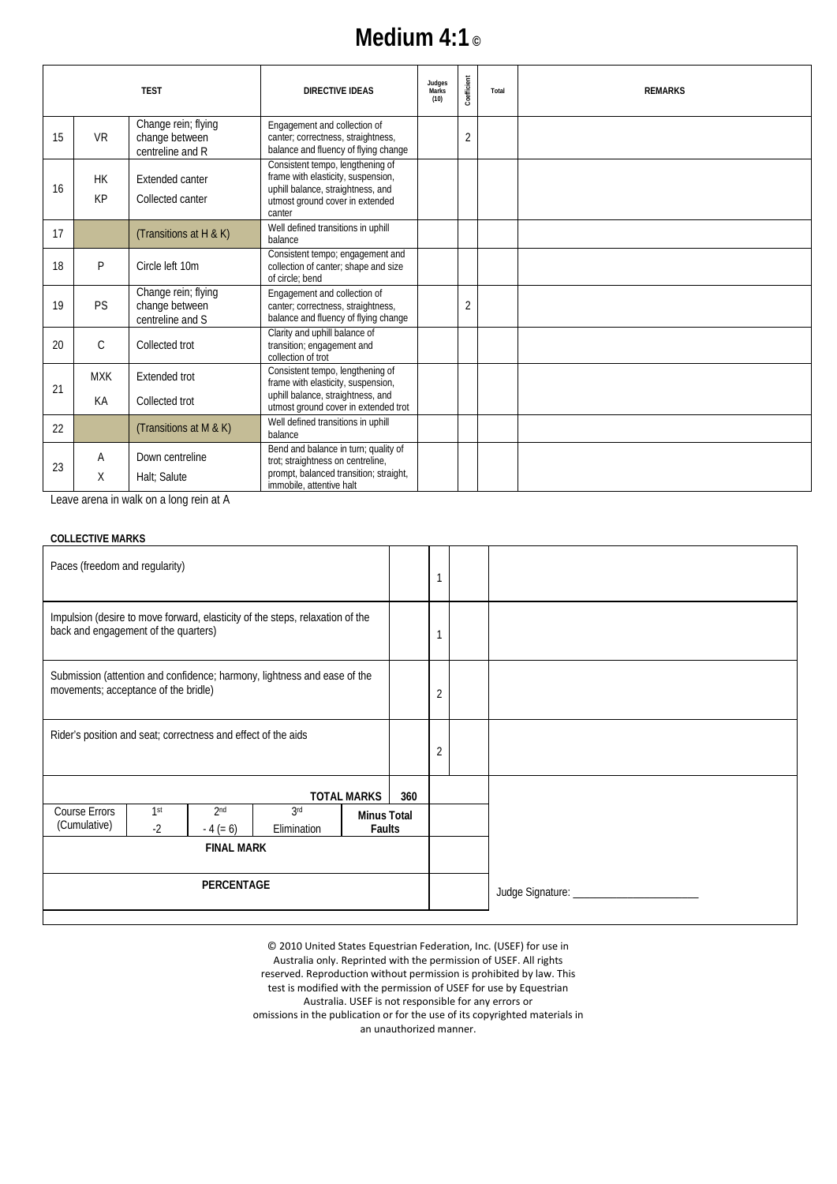# Medium 4:1 ©

| | | TEST | DIRECTIVE IDEAS | Judges Marks (10) | Coefficient | Total | REMARKS |
|---|---|---|---|---|---|---|---|
| 15 | VR | Change rein; flying change between centreline and R | Engagement and collection of canter; correctness, straightness, balance and fluency of flying change | | 2 | | |
| 16 | HK<br>KP | Extended canter<br>Collected canter | Consistent tempo, lengthening of frame with elasticity, suspension, uphill balance, straightness, and utmost ground cover in extended canter | | | | |
| 17 | | (Transitions at H & K) | Well defined transitions in uphill balance | | | | |
| 18 | P | Circle left 10m | Consistent tempo; engagement and collection of canter; shape and size of circle; bend | | | | |
| 19 | PS | Change rein; flying change between centreline and S | Engagement and collection of canter; correctness, straightness, balance and fluency of flying change | | 2 | | |
| 20 | C | Collected trot | Clarity and uphill balance of transition; engagement and collection of trot | | | | |
| 21 | MXK<br>KA | Extended trot<br>Collected trot | Consistent tempo, lengthening of frame with elasticity, suspension, uphill balance, straightness, and utmost ground cover in extended trot | | | | |
| 22 | | (Transitions at M & K) | Well defined transitions in uphill balance | | | | |
| 23 | A<br>X | Down centreline<br>Halt; Salute | Bend and balance in turn; quality of trot; straightness on centreline, prompt, balanced transition; straight, immobile, attentive halt | | | | |

Leave arena in walk on a long rein at A

**COLLECTIVE MARKS**

| | | Coefficient | Total | Remarks |
|---|---|---|---|---|
| Paces (freedom and regularity) | | 1 | | |
| Impulsion (desire to move forward, elasticity of the steps, relaxation of the back and engagement of the quarters) | | 1 | | |
| Submission (attention and confidence; harmony, lightness and ease of the movements; acceptance of the bridle) | | 2 | | |
| Rider's position and seat; correctness and effect of the aids | | 2 | | |

| | | | | | | |
|---|---|---|---|---|---|---|
| | | | | TOTAL MARKS | 360 | |
| Course Errors (Cumulative) | 1st<br>-2 | 2nd<br>- 4 (= 6) | 3rd<br>Elimination | Minus Total Faults | | |
| FINAL MARK | | | | | | |
| PERCENTAGE | | | | | | Judge Signature: ______________________ |

© 2010 United States Equestrian Federation, Inc. (USEF) for use in Australia only. Reprinted with the permission of USEF. All rights reserved. Reproduction without permission is prohibited by law. This test is modified with the permission of USEF for use by Equestrian Australia. USEF is not responsible for any errors or omissions in the publication or for the use of its copyrighted materials in an unauthorized manner.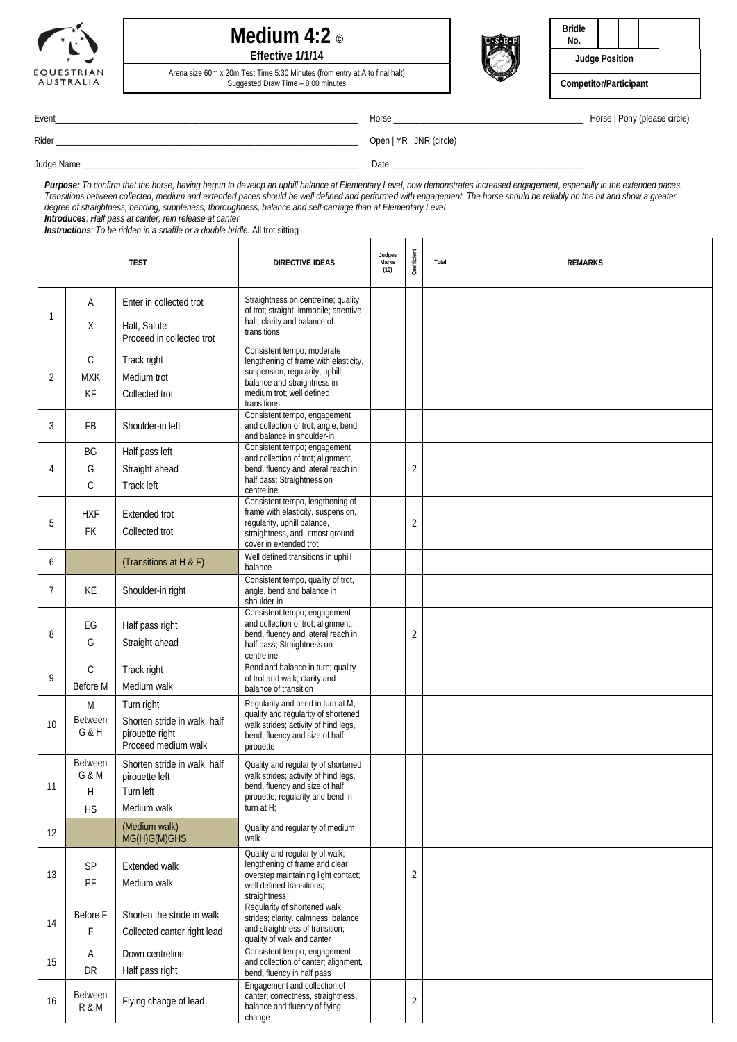# Medium 4:2 ©

**Effective 1/1/14**

Arena size 60m x 20m Test Time 5:30 Minutes (from entry at A to final halt)
Suggested Draw Time – 8:00 minutes

| **Bridle No.** | | | | | |
|---|---|---|---|---|---|
| **Judge Position** | | | | | |
| **Competitor/Participant** | | | | | |

Event\_\_\_\_\_\_\_\_\_\_\_\_\_\_\_\_\_\_\_\_\_\_\_\_\_\_\_\_\_\_\_\_ Horse \_\_\_\_\_\_\_\_\_\_\_\_\_\_\_\_\_\_\_\_\_\_\_\_ Horse | Pony (please circle)

Rider \_\_\_\_\_\_\_\_\_\_\_\_\_\_\_\_\_\_\_\_\_\_\_\_\_\_\_\_\_\_\_\_ Open | YR | JNR (circle)

Judge Name \_\_\_\_\_\_\_\_\_\_\_\_\_\_\_\_\_\_\_\_\_\_\_\_\_\_\_\_ Date \_\_\_\_\_\_\_\_\_\_\_\_\_\_\_\_\_\_\_\_\_\_\_\_

***Purpose:*** *To confirm that the horse, having begun to develop an uphill balance at Elementary Level, now demonstrates increased engagement, especially in the extended paces. Transitions between collected, medium and extended paces should be well defined and performed with engagement. The horse should be reliably on the bit and show a greater degree of straightness, bending, suppleness, thoroughness, balance and self-carriage than at Elementary Level*
***Introduces****: Half pass at canter; rein release at canter*
***Instructions****: To be ridden in a snaffle or a double bridle.* All trot sitting

| | TEST | | DIRECTIVE IDEAS | Judges Marks (10) | Coefficient | Total | REMARKS |
|---|---|---|---|---|---|---|---|
| 1 | A<br>X | Enter in collected trot<br>Halt, Salute<br>Proceed in collected trot | Straightness on centreline; quality of trot; straight, immobile; attentive halt; clarity and balance of transitions | | | | |
| 2 | C<br>MXK<br>KF | Track right<br>Medium trot<br>Collected trot | Consistent tempo; moderate lengthening of frame with elasticity, suspension, regularity, uphill balance and straightness in medium trot; well defined transitions | | | | |
| 3 | FB | Shoulder-in left | Consistent tempo, engagement and collection of trot; angle, bend and balance in shoulder-in | | | | |
| 4 | BG<br>G<br>C | Half pass left<br>Straight ahead<br>Track left | Consistent tempo; engagement and collection of trot; alignment, bend, fluency and lateral reach in half pass; Straightness on centreline | | 2 | | |
| 5 | HXF<br>FK | Extended trot<br>Collected trot | Consistent tempo, lengthening of frame with elasticity, suspension, regularity, uphill balance, straightness, and utmost ground cover in extended trot | | 2 | | |
| 6 | | (Transitions at H & F) | Well defined transitions in uphill balance | | | | |
| 7 | KE | Shoulder-in right | Consistent tempo, quality of trot, angle, bend and balance in shoulder-in | | | | |
| 8 | EG<br>G | Half pass right<br>Straight ahead | Consistent tempo; engagement and collection of trot; alignment, bend, fluency and lateral reach in half pass; Straightness on centreline | | 2 | | |
| 9 | C<br>Before M | Track right<br>Medium walk | Bend and balance in turn; quality of trot and walk; clarity and balance of transition | | | | |
| 10 | M<br>Between G & H | Turn right<br>Shorten stride in walk, half pirouette right<br>Proceed medium walk | Regularity and bend in turn at M; quality and regularity of shortened walk strides; activity of hind legs, bend, fluency and size of half pirouette | | | | |
| 11 | Between G & M<br>H<br>HS | Shorten stride in walk, half pirouette left<br>Turn left<br>Medium walk | Quality and regularity of shortened walk strides; activity of hind legs, bend, fluency and size of half pirouette; regularity and bend in turn at H; | | | | |
| 12 | | (Medium walk)<br>MG(H)G(M)GHS | Quality and regularity of medium walk | | | | |
| 13 | SP<br>PF | Extended walk<br>Medium walk | Quality and regularity of walk; lengthening of frame and clear overstep maintaining light contact; well defined transitions; straightness | | 2 | | |
| 14 | Before F<br>F | Shorten the stride in walk<br>Collected canter right lead | Regularity of shortened walk strides; clarity. calmness, balance and straightness of transition; quality of walk and canter | | | | |
| 15 | A<br>DR | Down centreline<br>Half pass right | Consistent tempo; engagement and collection of canter; alignment, bend, fluency in half pass | | | | |
| 16 | Between R & M | Flying change of lead | Engagement and collection of canter; correctness, straightness, balance and fluency of flying change | | 2 | | |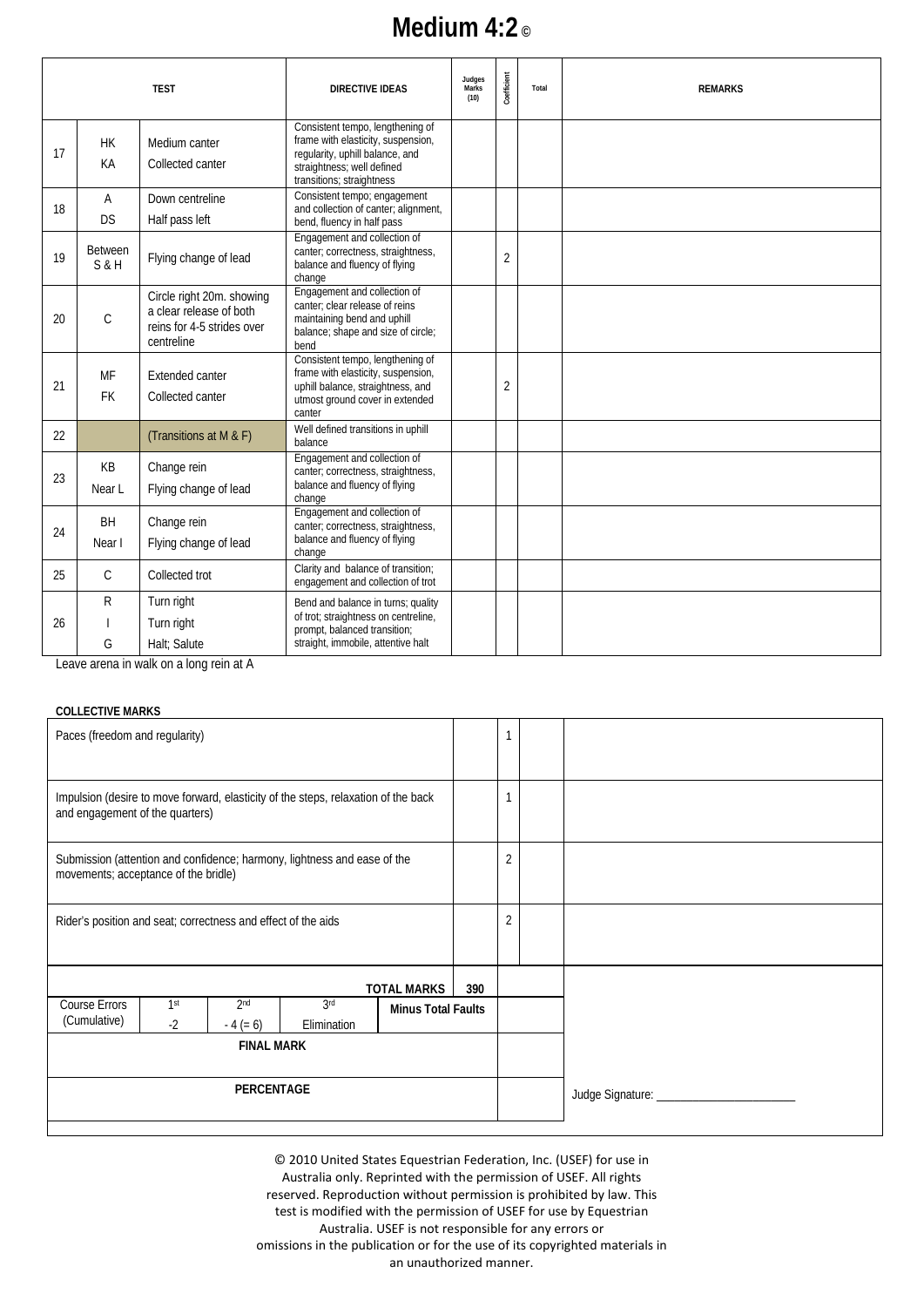# Medium 4:2 ©

| | TEST | | DIRECTIVE IDEAS | Judges Marks (10) | Coefficient | Total | REMARKS |
|---|---|---|---|---|---|---|---|
| 17 | HK<br>KA | Medium canter<br>Collected canter | Consistent tempo, lengthening of frame with elasticity, suspension, regularity, uphill balance, and straightness; well defined transitions; straightness | | | | |
| 18 | A<br>DS | Down centreline<br>Half pass left | Consistent tempo; engagement and collection of canter; alignment, bend, fluency in half pass | | | | |
| 19 | Between S & H | Flying change of lead | Engagement and collection of canter; correctness, straightness, balance and fluency of flying change | | 2 | | |
| 20 | C | Circle right 20m. showing a clear release of both reins for 4-5 strides over centreline | Engagement and collection of canter; clear release of reins maintaining bend and uphill balance; shape and size of circle; bend | | | | |
| 21 | MF<br>FK | Extended canter<br>Collected canter | Consistent tempo, lengthening of frame with elasticity, suspension, uphill balance, straightness, and utmost ground cover in extended canter | | 2 | | |
| 22 | | (Transitions at M & F) | Well defined transitions in uphill balance | | | | |
| 23 | KB<br>Near L | Change rein<br>Flying change of lead | Engagement and collection of canter; correctness, straightness, balance and fluency of flying change | | | | |
| 24 | BH<br>Near I | Change rein<br>Flying change of lead | Engagement and collection of canter; correctness, straightness, balance and fluency of flying change | | | | |
| 25 | C | Collected trot | Clarity and balance of transition; engagement and collection of trot | | | | |
| 26 | R<br>I<br>G | Turn right<br>Turn right<br>Halt; Salute | Bend and balance in turns; quality of trot; straightness on centreline, prompt, balanced transition; straight, immobile, attentive halt | | | | |

Leave arena in walk on a long rein at A

**COLLECTIVE MARKS**

| | | Coefficient | Total | Remarks |
|---|---|---|---|---|
| Paces (freedom and regularity) | | 1 | | |
| Impulsion (desire to move forward, elasticity of the steps, relaxation of the back and engagement of the quarters) | | 1 | | |
| Submission (attention and confidence; harmony, lightness and ease of the movements; acceptance of the bridle) | | 2 | | |
| Rider's position and seat; correctness and effect of the aids | | 2 | | |

| | | | | | |
|---|---|---|---|---|---|
| | | | | **TOTAL MARKS** | **390** |
| Course Errors (Cumulative) | 1st<br>-2 | 2nd<br>- 4 (= 6) | 3rd<br>Elimination | **Minus Total Faults** | |
| **FINAL MARK** | | | | | |
| **PERCENTAGE** | | | | | |

Judge Signature: ______________________

© 2010 United States Equestrian Federation, Inc. (USEF) for use in Australia only. Reprinted with the permission of USEF. All rights reserved. Reproduction without permission is prohibited by law. This test is modified with the permission of USEF for use by Equestrian Australia. USEF is not responsible for any errors or omissions in the publication or for the use of its copyrighted materials in an unauthorized manner.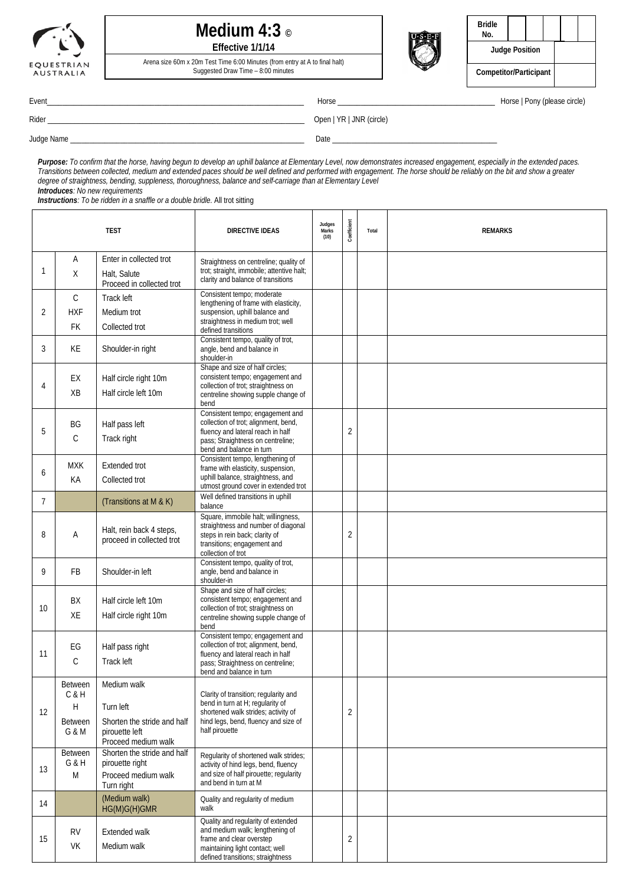EQUESTRIAN AUSTRALIA

# Medium 4:3 ©

**Effective 1/1/14**

Arena size 60m x 20m Test Time 6:00 Minutes (from entry at A to final halt)
Suggested Draw Time – 8:00 minutes

| **Bridle No.** | | | | | |
|---|---|---|---|---|---|
| **Judge Position** | | | | | |
| **Competitor/Participant** | | | | | |

Event\_\_\_\_\_\_\_\_\_\_\_\_\_\_\_\_\_\_\_\_\_\_\_\_\_\_\_\_\_\_\_\_\_\_\_\_ Horse \_\_\_\_\_\_\_\_\_\_\_\_\_\_\_\_\_\_\_\_\_\_\_\_\_\_\_\_\_\_ Horse | Pony (please circle)

Rider \_\_\_\_\_\_\_\_\_\_\_\_\_\_\_\_\_\_\_\_\_\_\_\_\_\_\_\_\_\_\_\_\_\_\_\_ Open | YR | JNR (circle)

Judge Name \_\_\_\_\_\_\_\_\_\_\_\_\_\_\_\_\_\_\_\_\_\_\_\_\_\_\_\_\_\_\_\_ Date \_\_\_\_\_\_\_\_\_\_\_\_\_\_\_\_\_\_\_\_\_\_\_\_\_\_\_\_\_\_

***Purpose:*** *To confirm that the horse, having begun to develop an uphill balance at Elementary Level, now demonstrates increased engagement, especially in the extended paces. Transitions between collected, medium and extended paces should be well defined and performed with engagement. The horse should be reliably on the bit and show a greater degree of straightness, bending, suppleness, thoroughness, balance and self-carriage than at Elementary Level*
***Introduces****: No new requirements*
***Instructions****: To be ridden in a snaffle or a double bridle.* All trot sitting

| | TEST | | DIRECTIVE IDEAS | Judges Marks (10) | Coefficient | Total | REMARKS |
|---|---|---|---|---|---|---|---|
| 1 | A<br>X | Enter in collected trot<br>Halt, Salute<br>Proceed in collected trot | Straightness on centreline; quality of trot; straight, immobile; attentive halt; clarity and balance of transitions | | | | |
| 2 | C<br>HXF<br>FK | Track left<br>Medium trot<br>Collected trot | Consistent tempo; moderate lengthening of frame with elasticity, suspension, uphill balance and straightness in medium trot; well defined transitions | | | | |
| 3 | KE | Shoulder-in right | Consistent tempo, quality of trot, angle, bend and balance in shoulder-in | | | | |
| 4 | EX<br>XB | Half circle right 10m<br>Half circle left 10m | Shape and size of half circles; consistent tempo; engagement and collection of trot; straightness on centreline showing supple change of bend | | | | |
| 5 | BG<br>C | Half pass left<br>Track right | Consistent tempo; engagement and collection of trot; alignment, bend, fluency and lateral reach in half pass; Straightness on centreline; bend and balance in turn | | 2 | | |
| 6 | MXK<br>KA | Extended trot<br>Collected trot | Consistent tempo, lengthening of frame with elasticity, suspension, uphill balance, straightness, and utmost ground cover in extended trot | | | | |
| 7 | | (Transitions at M & K) | Well defined transitions in uphill balance | | | | |
| 8 | A | Halt, rein back 4 steps, proceed in collected trot | Square, immobile halt; willingness, straightness and number of diagonal steps in rein back; clarity of transitions; engagement and collection of trot | | 2 | | |
| 9 | FB | Shoulder-in left | Consistent tempo, quality of trot, angle, bend and balance in shoulder-in | | | | |
| 10 | BX<br>XE | Half circle left 10m<br>Half circle right 10m | Shape and size of half circles; consistent tempo; engagement and collection of trot; straightness on centreline showing supple change of bend | | | | |
| 11 | EG<br>C | Half pass right<br>Track left | Consistent tempo; engagement and collection of trot; alignment, bend, fluency and lateral reach in half pass; Straightness on centreline; bend and balance in turn | | | | |
| 12 | Between C & H<br>H<br>Between G & M | Medium walk<br>Turn left<br>Shorten the stride and half pirouette left<br>Proceed medium walk | Clarity of transition; regularity and bend in turn at H; regularity of shortened walk strides; activity of hind legs, bend, fluency and size of half pirouette | | 2 | | |
| 13 | Between G & H<br>M | Shorten the stride and half pirouette right<br>Proceed medium walk<br>Turn right | Regularity of shortened walk strides; activity of hind legs, bend, fluency and size of half pirouette; regularity and bend in turn at M | | | | |
| 14 | | (Medium walk)<br>HG(M)G(H)GMR | Quality and regularity of medium walk | | | | |
| 15 | RV<br>VK | Extended walk<br>Medium walk | Quality and regularity of extended and medium walk; lengthening of frame and clear overstep maintaining light contact; well defined transitions; straightness | | 2 | | |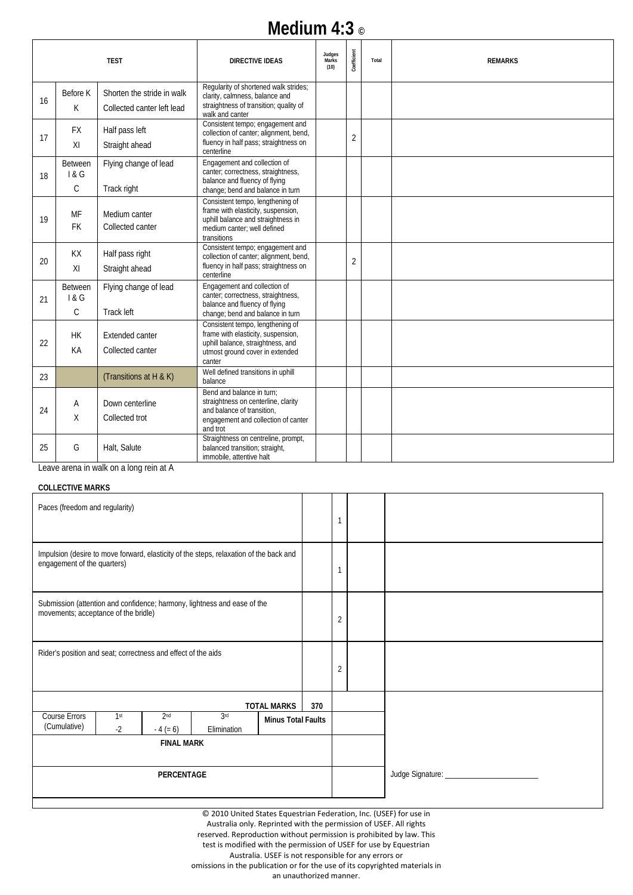# Medium 4:3 ©

| | TEST | | DIRECTIVE IDEAS | Judges Marks (10) | Coefficient | Total | REMARKS |
|---|---|---|---|---|---|---|---|
| 16 | Before K<br>K | Shorten the stride in walk<br>Collected canter left lead | Regularity of shortened walk strides; clarity, calmness, balance and straightness of transition; quality of walk and canter | | | | |
| 17 | FX<br>XI | Half pass left<br>Straight ahead | Consistent tempo; engagement and collection of canter; alignment, bend, fluency in half pass; straightness on centerline | | 2 | | |
| 18 | Between I & G<br>C | Flying change of lead<br>Track right | Engagement and collection of canter; correctness, straightness, balance and fluency of flying change; bend and balance in turn | | | | |
| 19 | MF<br>FK | Medium canter<br>Collected canter | Consistent tempo, lengthening of frame with elasticity, suspension, uphill balance and straightness in medium canter; well defined transitions | | | | |
| 20 | KX<br>XI | Half pass right<br>Straight ahead | Consistent tempo; engagement and collection of canter; alignment, bend, fluency in half pass; straightness on centerline | | 2 | | |
| 21 | Between I & G<br>C | Flying change of lead<br>Track left | Engagement and collection of canter; correctness, straightness, balance and fluency of flying change; bend and balance in turn | | | | |
| 22 | HK<br>KA | Extended canter<br>Collected canter | Consistent tempo, lengthening of frame with elasticity, suspension, uphill balance, straightness, and utmost ground cover in extended canter | | | | |
| 23 | | (Transitions at H & K) | Well defined transitions in uphill balance | | | | |
| 24 | A<br>X | Down centerline<br>Collected trot | Bend and balance in turn; straightness on centerline, clarity and balance of transition, engagement and collection of canter and trot | | | | |
| 25 | G | Halt, Salute | Straightness on centreline, prompt, balanced transition; straight, immobile, attentive halt | | | | |

Leave arena in walk on a long rein at A

**COLLECTIVE MARKS**

| | | Coefficient | Total | Remarks |
|---|---|---|---|---|
| Paces (freedom and regularity) | | 1 | | |
| Impulsion (desire to move forward, elasticity of the steps, relaxation of the back and engagement of the quarters) | | 1 | | |
| Submission (attention and confidence; harmony, lightness and ease of the movements; acceptance of the bridle) | | 2 | | |
| Rider's position and seat; correctness and effect of the aids | | 2 | | |

| | | | | | | |
|---|---|---|---|---|---|---|
| | | | | TOTAL MARKS | 370 | |
| Course Errors (Cumulative) | 1st<br>-2 | 2nd<br>- 4 (= 6) | 3rd<br>Elimination | Minus Total Faults | | |
| FINAL MARK | | | | | | |
| PERCENTAGE | | | | | | Judge Signature: ______________________ |

© 2010 United States Equestrian Federation, Inc. (USEF) for use in Australia only. Reprinted with the permission of USEF. All rights reserved. Reproduction without permission is prohibited by law. This test is modified with the permission of USEF for use by Equestrian Australia. USEF is not responsible for any errors or omissions in the publication or for the use of its copyrighted materials in an unauthorized manner.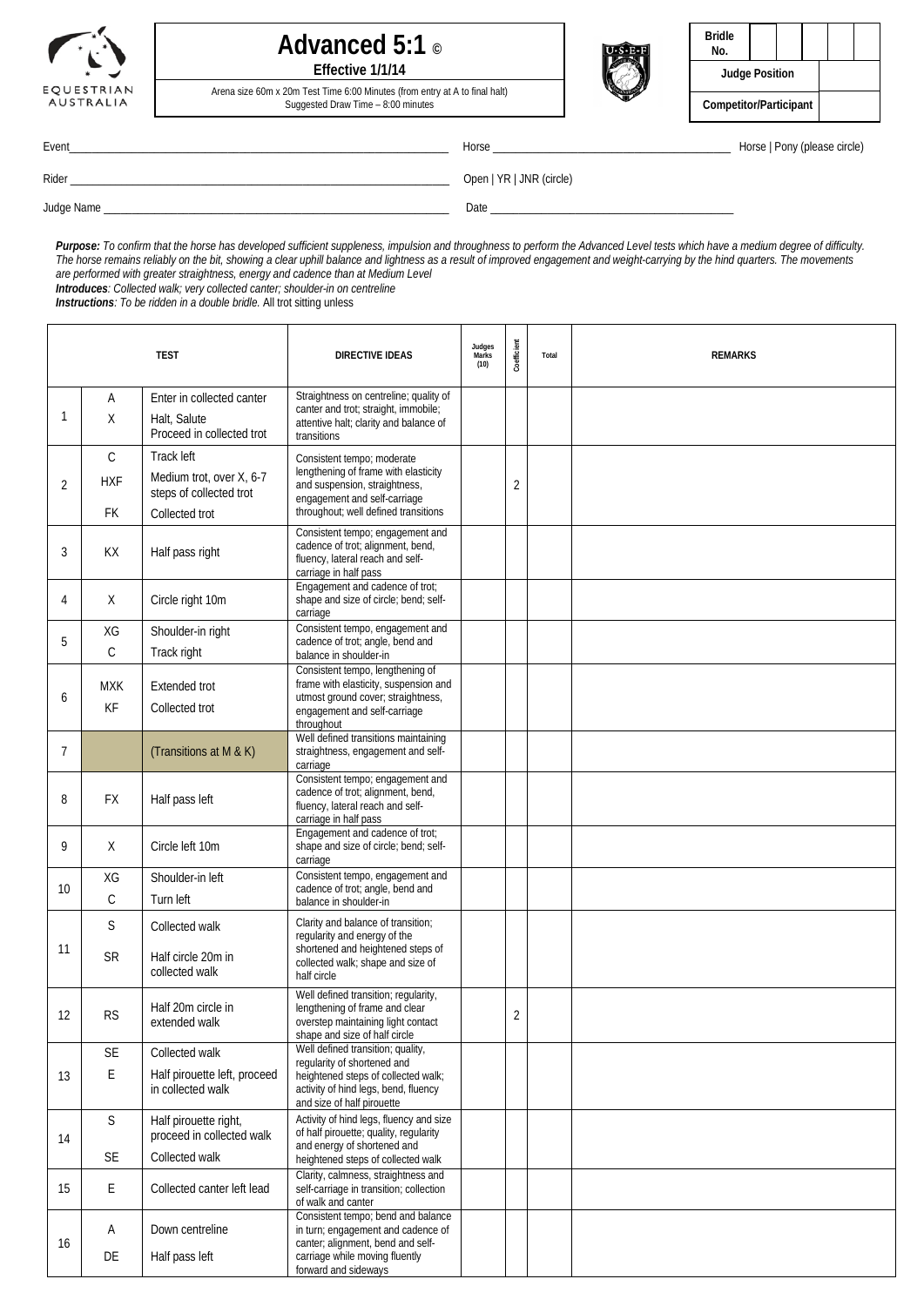# Advanced 5:1 ©

**Effective 1/1/14**

Arena size 60m x 20m Test Time 6:00 Minutes (from entry at A to final halt)
Suggested Draw Time – 8:00 minutes

| Bridle No. | | | | | |
|---|---|---|---|---|---|
| **Judge Position** | | | | | |
| **Competitor/Participant** | | | | | |

Event\_\_\_\_\_\_\_\_\_\_\_\_\_\_\_\_\_\_\_\_ Horse \_\_\_\_\_\_\_\_\_\_\_\_\_\_\_\_\_\_\_\_ Horse | Pony (please circle)

Rider \_\_\_\_\_\_\_\_\_\_\_\_\_\_\_\_\_\_\_\_ Open | YR | JNR (circle)

Judge Name \_\_\_\_\_\_\_\_\_\_\_\_\_\_\_\_\_\_\_\_ Date \_\_\_\_\_\_\_\_\_\_\_\_\_\_\_\_\_\_\_\_

***Purpose:*** *To confirm that the horse has developed sufficient suppleness, impulsion and throughness to perform the Advanced Level tests which have a medium degree of difficulty. The horse remains reliably on the bit, showing a clear uphill balance and lightness as a result of improved engagement and weight-carrying by the hind quarters. The movements are performed with greater straightness, energy and cadence than at Medium Level*
***Introduces****: Collected walk; very collected canter; shoulder-in on centreline*
***Instructions****: To be ridden in a double bridle.* All trot sitting unless

| | TEST | | DIRECTIVE IDEAS | Judges Marks (10) | Coefficient | Total | REMARKS |
|---|---|---|---|---|---|---|---|
| 1 | A<br>X | Enter in collected canter<br>Halt, Salute<br>Proceed in collected trot | Straightness on centreline; quality of canter and trot; straight, immobile; attentive halt; clarity and balance of transitions | | | | |
| 2 | C<br>HXF<br>FK | Track left<br>Medium trot, over X, 6-7 steps of collected trot<br>Collected trot | Consistent tempo; moderate lengthening of frame with elasticity and suspension, straightness, engagement and self-carriage throughout; well defined transitions | | 2 | | |
| 3 | KX | Half pass right | Consistent tempo; engagement and cadence of trot; alignment, bend, fluency, lateral reach and self-carriage in half pass | | | | |
| 4 | X | Circle right 10m | Engagement and cadence of trot; shape and size of circle; bend; self-carriage | | | | |
| 5 | XG<br>C | Shoulder-in right<br>Track right | Consistent tempo, engagement and cadence of trot; angle, bend and balance in shoulder-in | | | | |
| 6 | MXK<br>KF | Extended trot<br>Collected trot | Consistent tempo, lengthening of frame with elasticity, suspension and utmost ground cover; straightness, engagement and self-carriage throughout | | | | |
| 7 | | (Transitions at M & K) | Well defined transitions maintaining straightness, engagement and self-carriage | | | | |
| 8 | FX | Half pass left | Consistent tempo; engagement and cadence of trot; alignment, bend, fluency, lateral reach and self-carriage in half pass | | | | |
| 9 | X | Circle left 10m | Engagement and cadence of trot; shape and size of circle; bend; self-carriage | | | | |
| 10 | XG<br>C | Shoulder-in left<br>Turn left | Consistent tempo, engagement and cadence of trot; angle, bend and balance in shoulder-in | | | | |
| 11 | S<br>SR | Collected walk<br>Half circle 20m in collected walk | Clarity and balance of transition; regularity and energy of the shortened and heightened steps of collected walk; shape and size of half circle | | | | |
| 12 | RS | Half 20m circle in extended walk | Well defined transition; regularity, lengthening of frame and clear overstep maintaining light contact shape and size of half circle | | 2 | | |
| 13 | SE<br>E | Collected walk<br>Half pirouette left, proceed in collected walk | Well defined transition; quality, regularity of shortened and heightened steps of collected walk; activity of hind legs, bend, fluency and size of half pirouette | | | | |
| 14 | S<br>SE | Half pirouette right, proceed in collected walk<br>Collected walk | Activity of hind legs, fluency and size of half pirouette; quality, regularity and energy of shortened and heightened steps of collected walk | | | | |
| 15 | E | Collected canter left lead | Clarity, calmness, straightness and self-carriage in transition; collection of walk and canter | | | | |
| 16 | A<br>DE | Down centreline<br>Half pass left | Consistent tempo; bend and balance in turn; engagement and cadence of canter; alignment, bend and self-carriage while moving fluently forward and sideways | | | | |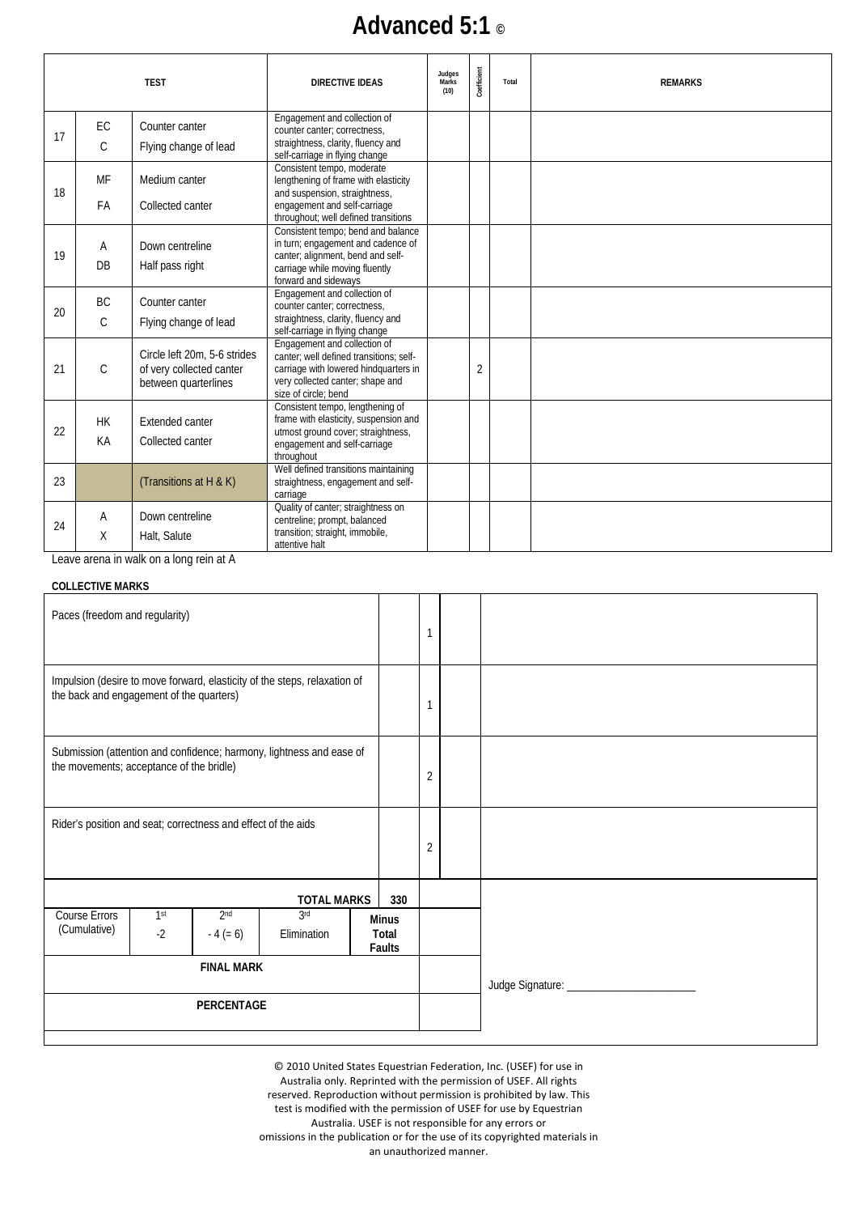# Advanced 5:1 ©

| | | TEST | DIRECTIVE IDEAS | Judges Marks (10) | Coefficient | Total | REMARKS |
|---|---|---|---|---|---|---|---|
| 17 | EC<br>C | Counter canter<br>Flying change of lead | Engagement and collection of counter canter; correctness, straightness, clarity, fluency and self-carriage in flying change | | | | |
| 18 | MF<br>FA | Medium canter<br>Collected canter | Consistent tempo, moderate lengthening of frame with elasticity and suspension, straightness, engagement and self-carriage throughout; well defined transitions | | | | |
| 19 | A<br>DB | Down centreline<br>Half pass right | Consistent tempo; bend and balance in turn; engagement and cadence of canter; alignment, bend and self-carriage while moving fluently forward and sideways | | | | |
| 20 | BC<br>C | Counter canter<br>Flying change of lead | Engagement and collection of counter canter; correctness, straightness, clarity, fluency and self-carriage in flying change | | | | |
| 21 | C | Circle left 20m, 5-6 strides of very collected canter between quarterlines | Engagement and collection of canter; well defined transitions; self-carriage with lowered hindquarters in very collected canter; shape and size of circle; bend | | 2 | | |
| 22 | HK<br>KA | Extended canter<br>Collected canter | Consistent tempo, lengthening of frame with elasticity, suspension and utmost ground cover; straightness, engagement and self-carriage throughout | | | | |
| 23 | | (Transitions at H & K) | Well defined transitions maintaining straightness, engagement and self-carriage | | | | |
| 24 | A<br>X | Down centreline<br>Halt, Salute | Quality of canter; straightness on centreline; prompt, balanced transition; straight, immobile, attentive halt | | | | |

Leave arena in walk on a long rein at A

**COLLECTIVE MARKS**

| | | Coefficient | Total | Remarks |
|---|---|---|---|---|
| Paces (freedom and regularity) | | 1 | | |
| Impulsion (desire to move forward, elasticity of the steps, relaxation of the back and engagement of the quarters) | | 1 | | |
| Submission (attention and confidence; harmony, lightness and ease of the movements; acceptance of the bridle) | | 2 | | |
| Rider's position and seat; correctness and effect of the aids | | 2 | | |

| | | | | | |
|---|---|---|---|---|---|
| | | | TOTAL MARKS | 330 | |
| Course Errors (Cumulative) | 1st<br>-2 | 2nd<br>- 4 (= 6) | 3rd<br>Elimination | Minus Total Faults | |
| FINAL MARK | | | | | |
| PERCENTAGE | | | | | |

Judge Signature: _______________________

© 2010 United States Equestrian Federation, Inc. (USEF) for use in Australia only. Reprinted with the permission of USEF. All rights reserved. Reproduction without permission is prohibited by law. This test is modified with the permission of USEF for use by Equestrian Australia. USEF is not responsible for any errors or omissions in the publication or for the use of its copyrighted materials in an unauthorized manner.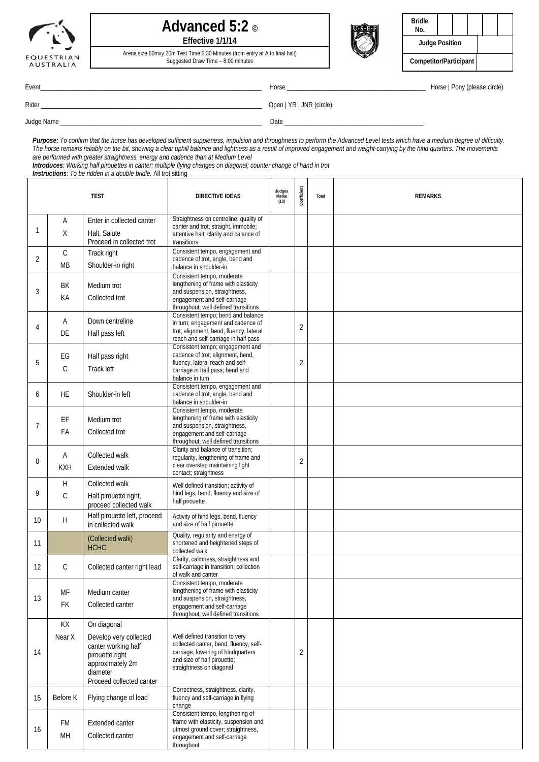# Advanced 5:2 ©

**Effective 1/1/14**

Arena size 60mxy 20m Test Time 5:30 Minutes (from entry at A to final halt)
Suggested Draw Time – 8:00 minutes

EQUESTRIAN AUSTRALIA

| Bridle No. | | | | | |
|---|---|---|---|---|---|
| Judge Position | | | | | |
| Competitor/Participant | | | | | |

Event______________________________ Horse ______________________________ Horse | Pony (please circle)

Rider ______________________________ Open | YR | JNR (circle)

Judge Name ______________________________ Date ______________________________

***Purpose:*** *To confirm that the horse has developed sufficient suppleness, impulsion and throughness to perform the Advanced Level tests which have a medium degree of difficulty. The horse remains reliably on the bit, showing a clear uphill balance and lightness as a result of improved engagement and weight-carrying by the hind quarters. The movements are performed with greater straightness, energy and cadence than at Medium Level*

***Introduces****: Working half pirouettes in canter; multiple flying changes on diagonal; counter change of hand in trot*

***Instructions****: To be ridden in a double bridle.* All trot sitting

| | TEST | | DIRECTIVE IDEAS | Judges Marks (10) | Coefficient | Total | REMARKS |
|---|---|---|---|---|---|---|---|
| 1 | A<br>X | Enter in collected canter<br>Halt, Salute<br>Proceed in collected trot | Straightness on centreline; quality of canter and trot; straight, immobile; attentive halt; clarity and balance of transitions | | | | |
| 2 | C<br>MB | Track right<br>Shoulder-in right | Consistent tempo, engagement and cadence of trot, angle, bend and balance in shoulder-in | | | | |
| 3 | BK<br>KA | Medium trot<br>Collected trot | Consistent tempo, moderate lengthening of frame with elasticity and suspension, straightness, engagement and self-carriage throughout; well defined transitions | | | | |
| 4 | A<br>DE | Down centreline<br>Half pass left | Consistent tempo; bend and balance in turn; engagement and cadence of trot; alignment, bend, fluency, lateral reach and self-carriage in half pass | | 2 | | |
| 5 | EG<br>C | Half pass right<br>Track left | Consistent tempo; engagement and cadence of trot; alignment, bend, fluency, lateral reach and self-carriage in half pass; bend and balance in turn | | 2 | | |
| 6 | HE | Shoulder-in left | Consistent tempo, engagement and cadence of trot, angle, bend and balance in shoulder-in | | | | |
| 7 | EF<br>FA | Medium trot<br>Collected trot | Consistent tempo, moderate lengthening of frame with elasticity and suspension, straightness, engagement and self-carriage throughout; well defined transitions | | | | |
| 8 | A<br>KXH | Collected walk<br>Extended walk | Clarity and balance of transition; regularity, lengthening of frame and clear overstep maintaining light contact; straightness | | 2 | | |
| 9 | H<br>C | Collected walk<br>Half pirouette right, proceed collected walk | Well defined transition; activity of hind legs, bend, fluency and size of half pirouette | | | | |
| 10 | H | Half pirouette left, proceed in collected walk | Activity of hind legs, bend, fluency and size of half pirouette | | | | |
| 11 | | (Collected walk)<br>HCHC | Quality, regularity and energy of shortened and heightened steps of collected walk | | | | |
| 12 | C | Collected canter right lead | Clarity, calmness, straightness and self-carriage in transition; collection of walk and canter | | | | |
| 13 | MF<br>FK | Medium canter<br>Collected canter | Consistent tempo, moderate lengthening of frame with elasticity and suspension, straightness, engagement and self-carriage throughout; well defined transitions | | | | |
| 14 | KX<br>Near X | On diagonal<br>Develop very collected canter working half pirouette right approximately 2m diameter<br>Proceed collected canter | Well defined transition to very collected canter, bend, fluency, self-carriage, lowering of hindquarters and size of half pirouette; straightness on diagonal | | 2 | | |
| 15 | Before K | Flying change of lead | Correctness, straightness, clarity, fluency and self-carriage in flying change | | | | |
| 16 | FM<br>MH | Extended canter<br>Collected canter | Consistent tempo, lengthening of frame with elasticity, suspension and utmost ground cover; straightness, engagement and self-carriage throughout | | | | |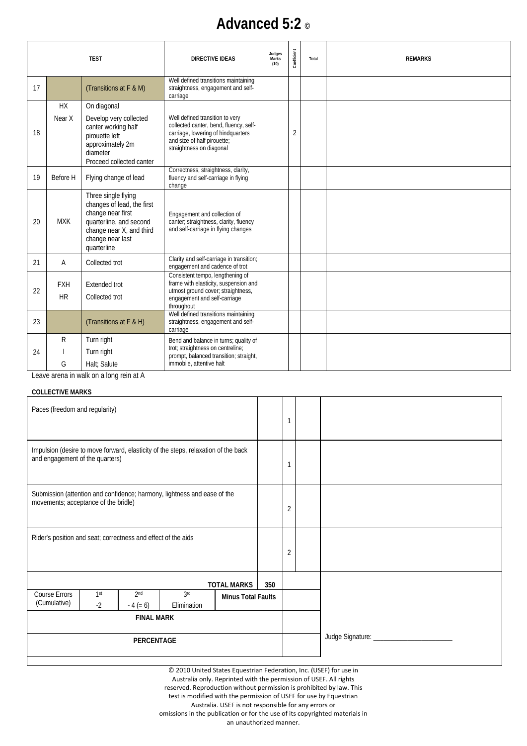# Advanced 5:2 ©

| | TEST | | DIRECTIVE IDEAS | Judges Marks (10) | Coefficient | Total | REMARKS |
|---|---|---|---|---|---|---|---|
| 17 | | (Transitions at F & M) | Well defined transitions maintaining straightness, engagement and self-carriage | | | | |
| 18 | HX<br>Near X | On diagonal<br>Develop very collected canter working half pirouette left approximately 2m diameter<br>Proceed collected canter | Well defined transition to very collected canter, bend, fluency, self-carriage, lowering of hindquarters and size of half pirouette; straightness on diagonal | | 2 | | |
| 19 | Before H | Flying change of lead | Correctness, straightness, clarity, fluency and self-carriage in flying change | | | | |
| 20 | MXK | Three single flying changes of lead, the first change near first quarterline, and second change near X, and third change near last quarterline | Engagement and collection of canter; straightness, clarity, fluency and self-carriage in flying changes | | | | |
| 21 | A | Collected trot | Clarity and self-carriage in transition; engagement and cadence of trot | | | | |
| 22 | FXH<br>HR | Extended trot<br>Collected trot | Consistent tempo, lengthening of frame with elasticity, suspension and utmost ground cover; straightness, engagement and self-carriage throughout | | | | |
| 23 | | (Transitions at F & H) | Well defined transitions maintaining straightness, engagement and self-carriage | | | | |
| 24 | R<br>I<br>G | Turn right<br>Turn right<br>Halt; Salute | Bend and balance in turns; quality of trot; straightness on centreline; prompt, balanced transition; straight, immobile, attentive halt | | | | |

Leave arena in walk on a long rein at A

**COLLECTIVE MARKS**

| | | | | |
|---|---|---|---|---|
| Paces (freedom and regularity) | | 1 | | |
| Impulsion (desire to move forward, elasticity of the steps, relaxation of the back and engagement of the quarters) | | 1 | | |
| Submission (attention and confidence; harmony, lightness and ease of the movements; acceptance of the bridle) | | 2 | | |
| Rider's position and seat; correctness and effect of the aids | | 2 | | |

| | | | | | | |
|---|---|---|---|---|---|---|
| | | | | TOTAL MARKS | 350 | |
| Course Errors (Cumulative) | 1st<br>-2 | 2nd<br>- 4 (= 6) | 3rd<br>Elimination | Minus Total Faults | | |
| FINAL MARK | | | | | | |
| PERCENTAGE | | | | | | Judge Signature: ______________________ |

© 2010 United States Equestrian Federation, Inc. (USEF) for use in Australia only. Reprinted with the permission of USEF. All rights reserved. Reproduction without permission is prohibited by law. This test is modified with the permission of USEF for use by Equestrian Australia. USEF is not responsible for any errors or omissions in the publication or for the use of its copyrighted materials in an unauthorized manner.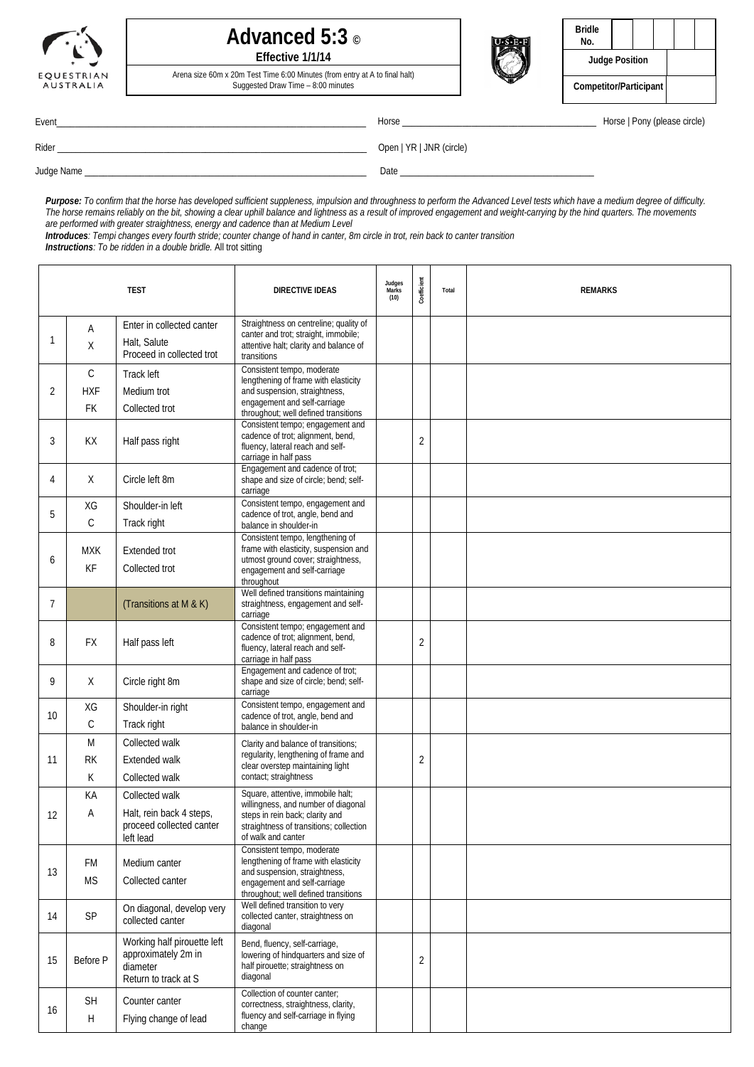EQUESTRIAN AUSTRALIA

# Advanced 5:3 ©

**Effective 1/1/14**

Arena size 60m x 20m Test Time 6:00 Minutes (from entry at A to final halt)
Suggested Draw Time – 8:00 minutes

| **Bridle No.** | | | | | |
|---|---|---|---|---|---|
| **Judge Position** | | | | | |
| **Competitor/Participant** | | | | | |

Event_______________________ Horse _______________________ Horse | Pony (please circle)

Rider _______________________ Open | YR | JNR (circle)

Judge Name _______________________ Date _______________________

***Purpose:*** *To confirm that the horse has developed sufficient suppleness, impulsion and throughness to perform the Advanced Level tests which have a medium degree of difficulty. The horse remains reliably on the bit, showing a clear uphill balance and lightness as a result of improved engagement and weight-carrying by the hind quarters. The movements are performed with greater straightness, energy and cadence than at Medium Level*

***Introduces****: Tempi changes every fourth stride; counter change of hand in canter, 8m circle in trot, rein back to canter transition*

***Instructions****: To be ridden in a double bridle.* All trot sitting

| | TEST | | DIRECTIVE IDEAS | Judges Marks (10) | Coefficient | Total | REMARKS |
|---|---|---|---|---|---|---|---|
| 1 | A<br>X | Enter in collected canter<br>Halt, Salute<br>Proceed in collected trot | Straightness on centreline; quality of canter and trot; straight, immobile; attentive halt; clarity and balance of transitions | | | | |
| 2 | C<br>HXF<br>FK | Track left<br>Medium trot<br>Collected trot | Consistent tempo, moderate lengthening of frame with elasticity and suspension, straightness, engagement and self-carriage throughout; well defined transitions | | | | |
| 3 | KX | Half pass right | Consistent tempo; engagement and cadence of trot; alignment, bend, fluency, lateral reach and self-carriage in half pass | | 2 | | |
| 4 | X | Circle left 8m | Engagement and cadence of trot; shape and size of circle; bend; self-carriage | | | | |
| 5 | XG<br>C | Shoulder-in left<br>Track right | Consistent tempo, engagement and cadence of trot, angle, bend and balance in shoulder-in | | | | |
| 6 | MXK<br>KF | Extended trot<br>Collected trot | Consistent tempo, lengthening of frame with elasticity, suspension and utmost ground cover; straightness, engagement and self-carriage throughout | | | | |
| 7 | | (Transitions at M & K) | Well defined transitions maintaining straightness, engagement and self-carriage | | | | |
| 8 | FX | Half pass left | Consistent tempo; engagement and cadence of trot; alignment, bend, fluency, lateral reach and self-carriage in half pass | | 2 | | |
| 9 | X | Circle right 8m | Engagement and cadence of trot; shape and size of circle; bend; self-carriage | | | | |
| 10 | XG<br>C | Shoulder-in right<br>Track right | Consistent tempo, engagement and cadence of trot, angle, bend and balance in shoulder-in | | | | |
| 11 | M<br>RK<br>K | Collected walk<br>Extended walk<br>Collected walk | Clarity and balance of transitions; regularity, lengthening of frame and clear overstep maintaining light contact; straightness | | 2 | | |
| 12 | KA<br>A | Collected walk<br>Halt, rein back 4 steps, proceed collected canter left lead | Square, attentive, immobile halt; willingness, and number of diagonal steps in rein back; clarity and straightness of transitions; collection of walk and canter | | | | |
| 13 | FM<br>MS | Medium canter<br>Collected canter | Consistent tempo, moderate lengthening of frame with elasticity and suspension, straightness, engagement and self-carriage throughout; well defined transitions | | | | |
| 14 | SP | On diagonal, develop very collected canter | Well defined transition to very collected canter, straightness on diagonal | | | | |
| 15 | Before P | Working half pirouette left approximately 2m in diameter<br>Return to track at S | Bend, fluency, self-carriage, lowering of hindquarters and size of half pirouette; straightness on diagonal | | 2 | | |
| 16 | SH<br>H | Counter canter<br>Flying change of lead | Collection of counter canter; correctness, straightness, clarity, fluency and self-carriage in flying change | | | | |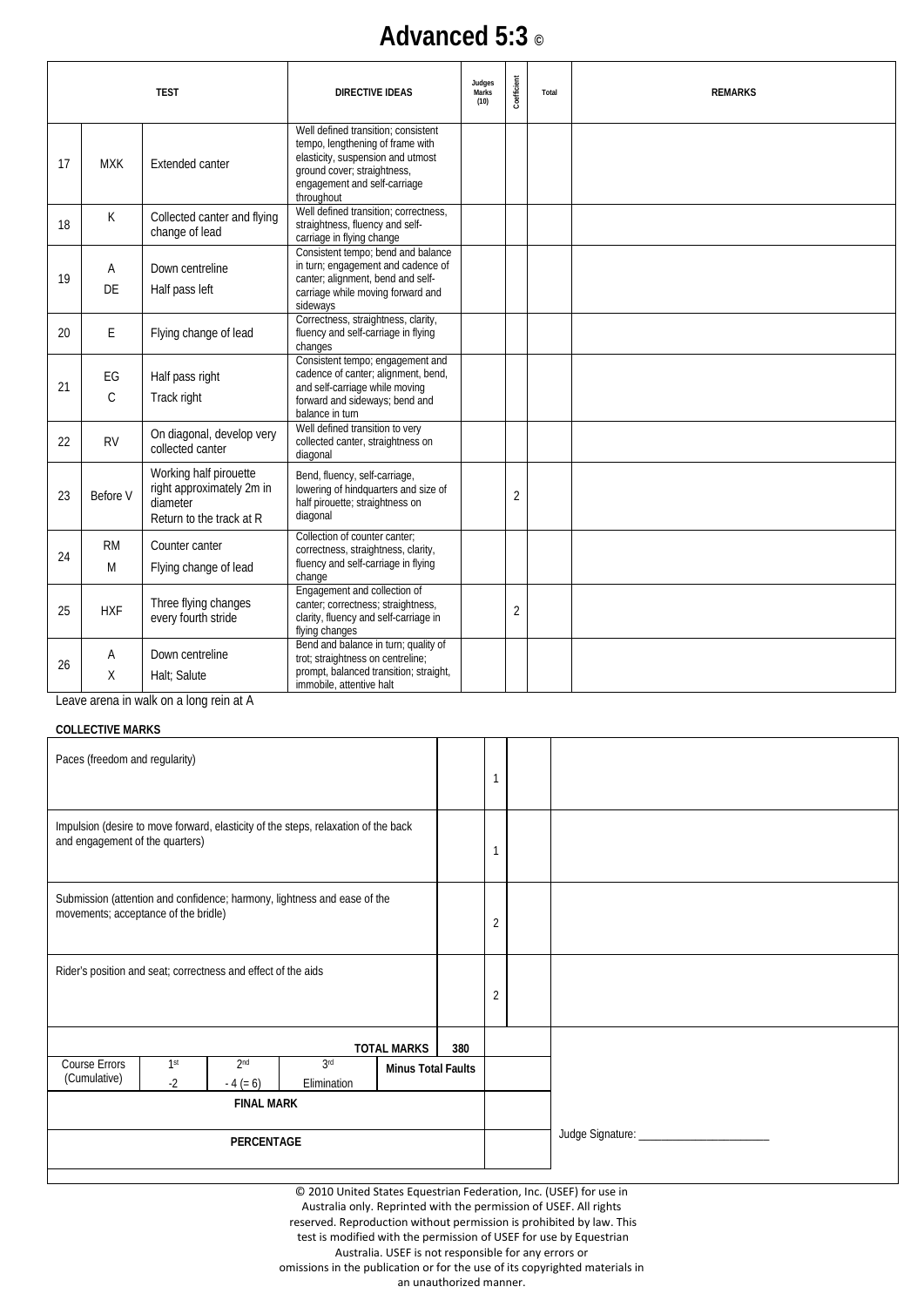# Advanced 5:3 ©

| | TEST | | DIRECTIVE IDEAS | Judges Marks (10) | Coefficient | Total | REMARKS |
|---|---|---|---|---|---|---|---|
| 17 | MXK | Extended canter | Well defined transition; consistent tempo, lengthening of frame with elasticity, suspension and utmost ground cover; straightness, engagement and self-carriage throughout | | | | |
| 18 | K | Collected canter and flying change of lead | Well defined transition; correctness, straightness, fluency and self-carriage in flying change | | | | |
| 19 | A<br>DE | Down centreline<br>Half pass left | Consistent tempo; bend and balance in turn; engagement and cadence of canter; alignment, bend and self-carriage while moving forward and sideways | | | | |
| 20 | E | Flying change of lead | Correctness, straightness, clarity, fluency and self-carriage in flying changes | | | | |
| 21 | EG<br>C | Half pass right<br>Track right | Consistent tempo; engagement and cadence of canter; alignment, bend, and self-carriage while moving forward and sideways; bend and balance in turn | | | | |
| 22 | RV | On diagonal, develop very collected canter | Well defined transition to very collected canter, straightness on diagonal | | | | |
| 23 | Before V | Working half pirouette right approximately 2m in diameter<br>Return to the track at R | Bend, fluency, self-carriage, lowering of hindquarters and size of half pirouette; straightness on diagonal | | 2 | | |
| 24 | RM<br>M | Counter canter<br>Flying change of lead | Collection of counter canter; correctness, straightness, clarity, fluency and self-carriage in flying change | | | | |
| 25 | HXF | Three flying changes every fourth stride | Engagement and collection of canter; correctness; straightness, clarity, fluency and self-carriage in flying changes | | 2 | | |
| 26 | A<br>X | Down centreline<br>Halt; Salute | Bend and balance in turn; quality of trot; straightness on centreline; prompt, balanced transition; straight, immobile, attentive halt | | | | |

Leave arena in walk on a long rein at A

**COLLECTIVE MARKS**

| | | | | |
|---|---|---|---|---|
| Paces (freedom and regularity) | | 1 | | |
| Impulsion (desire to move forward, elasticity of the steps, relaxation of the back and engagement of the quarters) | | 1 | | |
| Submission (attention and confidence; harmony, lightness and ease of the movements; acceptance of the bridle) | | 2 | | |
| Rider's position and seat; correctness and effect of the aids | | 2 | | |

| | | | | | | |
|---|---|---|---|---|---|---|
| | | | | TOTAL MARKS | 380 | |
| Course Errors (Cumulative) | 1st<br>-2 | 2nd<br>- 4 (= 6) | 3rd<br>Elimination | Minus Total Faults | | |
| FINAL MARK | | | | | | |
| PERCENTAGE | | | | | | |

Judge Signature: ______________________

© 2010 United States Equestrian Federation, Inc. (USEF) for use in Australia only. Reprinted with the permission of USEF. All rights reserved. Reproduction without permission is prohibited by law. This test is modified with the permission of USEF for use by Equestrian Australia. USEF is not responsible for any errors or omissions in the publication or for the use of its copyrighted materials in an unauthorized manner.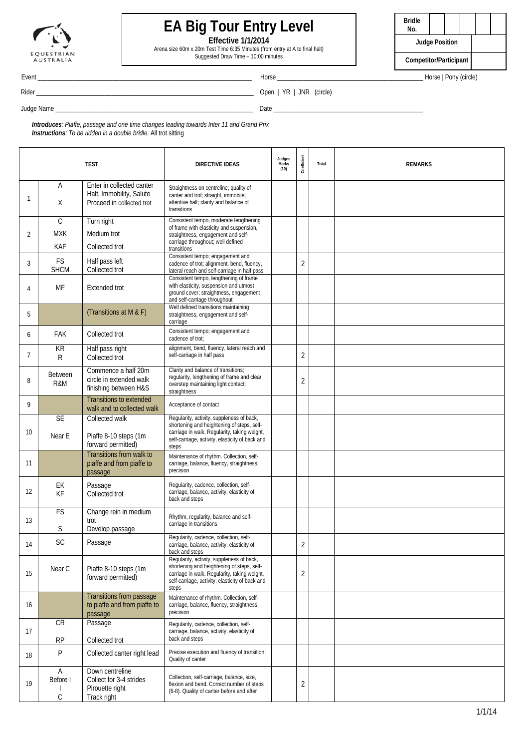EQUESTRIAN AUSTRALIA

# EA Big Tour Entry Level

**Effective 1/1/2014**

Arena size 60m x 20m Test Time 6:35 Minutes (from entry at A to final halt)
Suggested Draw Time – 10:00 minutes

| Bridle No. | | | | | |
|---|---|---|---|---|---|
| **Judge Position** | | | | | |
| **Competitor/Participant** | | | | | |

Event ______________________ Horse ______________________ Horse | Pony (circle)

Rider ______________________ Open | YR | JNR (circle)

Judge Name ______________________ Date ______________________

***Introduces**: Piaffe, passage and one time changes leading towards Inter 11 and Grand Prix*
***Instructions**: To be ridden in a double bridle.* All trot sitting

| | TEST | | DIRECTIVE IDEAS | Judges Marks (10) | Coefficient | Total | REMARKS |
|---|---|---|---|---|---|---|---|
| 1 | A<br>X | Enter in collected canter<br>Halt, Immobility, Salute<br>Proceed in collected trot | Straightness on centreline; quality of canter and trot; straight, immobile; attentive halt; clarity and balance of transitions | | | | |
| 2 | C<br>MXK<br>KAF | Turn right<br>Medium trot<br>Collected trot | Consistent tempo, moderate lengthening of frame with elasticity and suspension, straightness, engagement and self-carriage throughout; well defined transitions | | | | |
| 3 | FS<br>SHCM | Half pass left<br>Collected trot | Consistent tempo; engagement and cadence of trot; alignment, bend, fluency, lateral reach and self-carriage in half pass | | 2 | | |
| 4 | MF | Extended trot | Consistent tempo, lengthening of frame with elasticity, suspension and utmost ground cover; straightness, engagement and self-carriage throughout | | | | |
| 5 | | (Transitions at M & F) | Well defined transitions maintaining straightness, engagement and self-carriage | | | | |
| 6 | FAK | Collected trot | Consistent tempo; engagement and cadence of trot; | | | | |
| 7 | KR<br>R | Half pass right<br>Collected trot | alignment, bend, fluency, lateral reach and self-carriage in half pass | | 2 | | |
| 8 | Between R&M | Commence a half 20m circle in extended walk finishing between H&S | Clarity and balance of transitions; regularity, lengthening of frame and clear overstep maintaining light contact; straightness | | 2 | | |
| 9 | | Transitions to extended walk and to collected walk | Acceptance of contact | | | | |
| 10 | SE<br>Near E | Collected walk<br>Piaffe 8-10 steps (1m forward permitted) | Regularity, activity, suppleness of back, shortening and heightening of steps, self-carriage in walk. Regularity, taking weight, self-carriage, activity, elasticity of back and steps | | | | |
| 11 | | Transitions from walk to piaffe and from piaffe to passage | Maintenance of rhythm. Collection, self-carriage, balance, fluency, straightness, precision | | | | |
| 12 | EK<br>KF | Passage<br>Collected trot | Regularity, cadence, collection, self-carriage, balance, activity, elasticity of back and steps | | | | |
| 13 | FS<br>S | Change rein in medium trot<br>Develop passage | Rhythm, regularity, balance and self-carriage in transitions | | | | |
| 14 | SC | Passage | Regularity, cadence, collection, self-carriage, balance, activity, elasticity of back and steps | | 2 | | |
| 15 | Near C | Piaffe 8-10 steps (1m forward permitted) | Regularity, activity, suppleness of back, shortening and heightening of steps, self-carriage in walk. Regularity, taking weight, self-carriage, activity, elasticity of back and steps | | 2 | | |
| 16 | | Transitions from passage to piaffe and from piaffe to passage | Maintenance of rhythm. Collection, self-carriage, balance, fluency, straightness, precision | | | | |
| 17 | CR<br>RP | Passage<br>Collected trot | Regularity, cadence, collection, self-carriage, balance, activity, elasticity of back and steps | | | | |
| 18 | P | Collected canter right lead | Precise execution and fluency of transition. Quality of canter | | | | |
| 19 | A<br>Before I<br>I<br>C | Down centreline<br>Collect for 3-4 strides<br>Pirouette right<br>Track right | Collection, self-carriage, balance, size, flexion and bend. Correct number of steps (6-8). Quality of canter before and after | | 2 | | |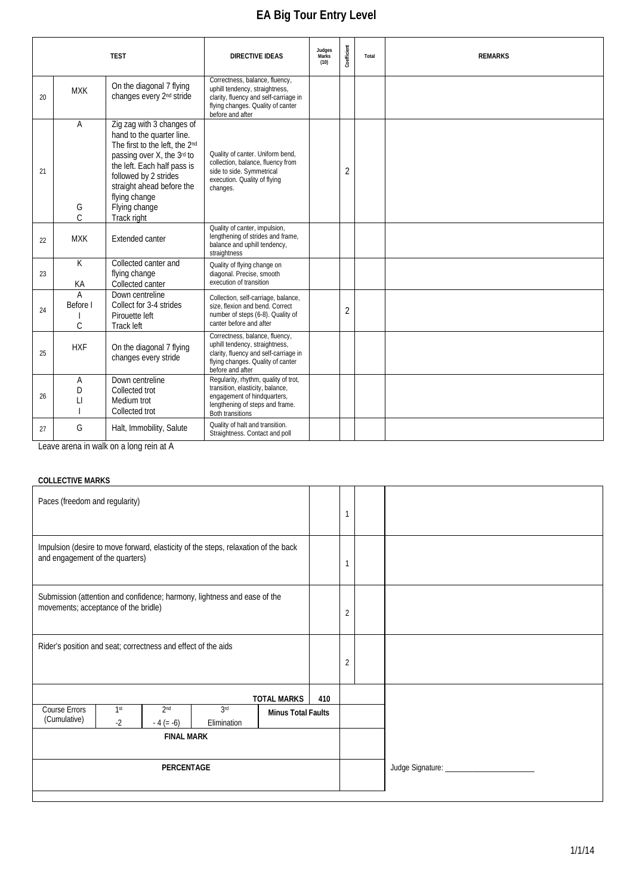# EA Big Tour Entry Level

| TEST | | | DIRECTIVE IDEAS | Judges Marks (10) | Coefficient | Total | REMARKS |
|---|---|---|---|---|---|---|---|
| 20 | MXK | On the diagonal 7 flying changes every 2nd stride | Correctness, balance, fluency, uphill tendency, straightness, clarity, fluency and self-carriage in flying changes. Quality of canter before and after | | | | |
| 21 | A<br><br>G<br>C | Zig zag with 3 changes of hand to the quarter line. The first to the left, the 2nd passing over X, the 3rd to the left. Each half pass is followed by 2 strides straight ahead before the flying change<br>Flying change<br>Track right | Quality of canter. Uniform bend, collection, balance, fluency from side to side. Symmetrical execution. Quality of flying changes. | | 2 | | |
| 22 | MXK | Extended canter | Quality of canter, impulsion, lengthening of strides and frame, balance and uphill tendency, straightness | | | | |
| 23 | K<br>KA | Collected canter and flying change<br>Collected canter | Quality of flying change on diagonal. Precise, smooth execution of transition | | | | |
| 24 | A<br>Before I<br>I<br>C | Down centreline<br>Collect for 3-4 strides<br>Pirouette left<br>Track left | Collection, self-carriage, balance, size, flexion and bend. Correct number of steps (6-8). Quality of canter before and after | | 2 | | |
| 25 | HXF | On the diagonal 7 flying changes every stride | Correctness, balance, fluency, uphill tendency, straightness, clarity, fluency and self-carriage in flying changes. Quality of canter before and after | | | | |
| 26 | A<br>D<br>LI<br>I | Down centreline<br>Collected trot<br>Medium trot<br>Collected trot | Regularity, rhythm, quality of trot, transition, elasticity, balance, engagement of hindquarters, lengthening of steps and frame. Both transitions | | | | |
| 27 | G | Halt, Immobility, Salute | Quality of halt and transition. Straightness. Contact and poll | | | | |

Leave arena in walk on a long rein at A

**COLLECTIVE MARKS**

| | | Coefficient | Total | Remarks |
|---|---|---|---|---|
| Paces (freedom and regularity) | | 1 | | |
| Impulsion (desire to move forward, elasticity of the steps, relaxation of the back and engagement of the quarters) | | 1 | | |
| Submission (attention and confidence; harmony, lightness and ease of the movements; acceptance of the bridle) | | 2 | | |
| Rider's position and seat; correctness and effect of the aids | | 2 | | |

| | | | | | | |
|---|---|---|---|---|---|---|
| | | | | **TOTAL MARKS** | **410** | |
| Course Errors (Cumulative) | 1st<br>-2 | 2nd<br>- 4 (= -6) | 3rd<br>Elimination | **Minus Total Faults** | | |
| **FINAL MARK** | | | | | | |
| **PERCENTAGE** | | | | | | Judge Signature: ______________________ |